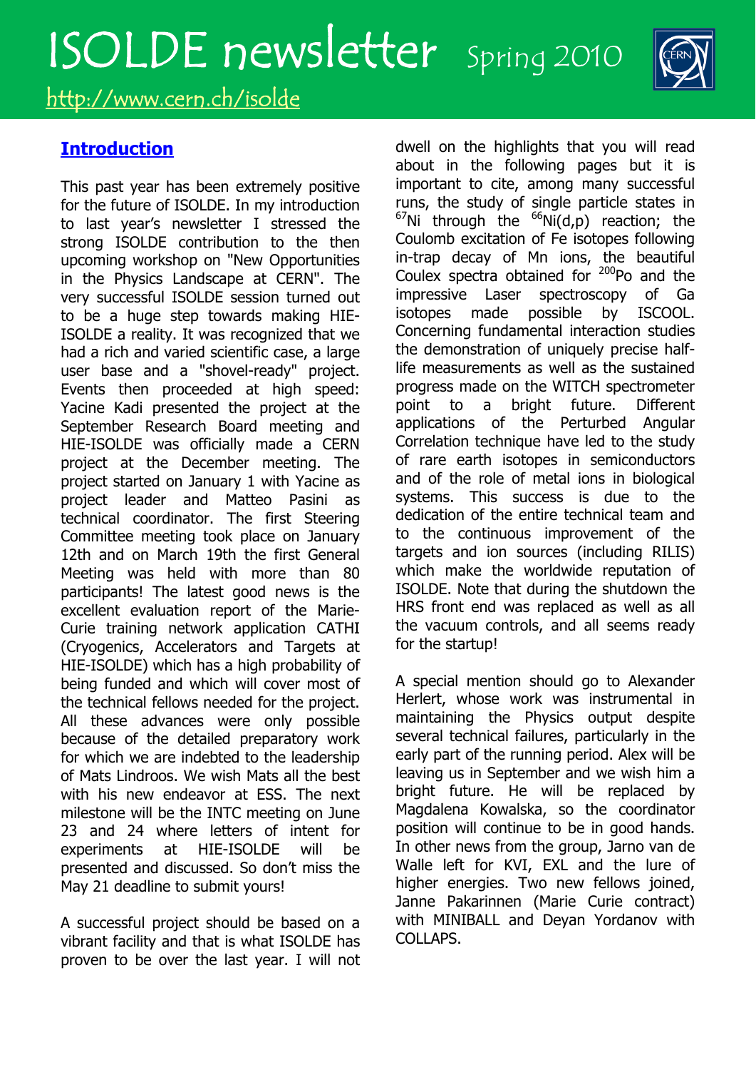# ISOLDE newsletter Spring 2010

http://www.cern.ch/isolde

## Introduction

This past year has been extremely positive for the future of ISOLDE. In my introduction to last year's newsletter I stressed the strong ISOLDE contribution to the then upcoming workshop on "New Opportunities in the Physics Landscape at CERN". The very successful ISOLDE session turned out to be a huge step towards making HIE-ISOLDE a reality. It was recognized that we had a rich and varied scientific case, a large user base and a "shovel-ready" project. Events then proceeded at high speed: Yacine Kadi presented the project at the September Research Board meeting and HIE-ISOLDE was officially made a CERN project at the December meeting. The project started on January 1 with Yacine as project leader and Matteo Pasini as technical coordinator. The first Steering Committee meeting took place on January 12th and on March 19th the first General Meeting was held with more than 80 participants! The latest good news is the excellent evaluation report of the Marie-Curie training network application CATHI (Cryogenics, Accelerators and Targets at HIE-ISOLDE) which has a high probability of being funded and which will cover most of the technical fellows needed for the project. All these advances were only possible because of the detailed preparatory work for which we are indebted to the leadership of Mats Lindroos. We wish Mats all the best with his new endeavor at ESS. The next milestone will be the INTC meeting on June 23 and 24 where letters of intent for experiments at HIE-ISOLDE will be presented and discussed. So don't miss the May 21 deadline to submit yours!

A successful project should be based on a vibrant facility and that is what ISOLDE has proven to be over the last year. I will not dwell on the highlights that you will read about in the following pages but it is important to cite, among many successful runs, the study of single particle states in $^{67}$Ni through the $^{66}$Ni(d,p) reaction; the Coulomb excitation of Fe isotopes following in-trap decay of Mn ions, the beautiful Coulex spectra obtained for $^{200}$Po and the impressive Laser spectroscopy of Ga isotopes made possible by ISCOOL. Concerning fundamental interaction studies the demonstration of uniquely precise half-life measurements as well as the sustained progress made on the WITCH spectrometer point to a bright future. Different applications of the Perturbed Angular Correlation technique have led to the study of rare earth isotopes in semiconductors and of the role of metal ions in biological systems. This success is due to the dedication of the entire technical team and to the continuous improvement of the targets and ion sources (including RILIS) which make the worldwide reputation of ISOLDE. Note that during the shutdown the HRS front end was replaced as well as all the vacuum controls, and all seems ready for the startup!

A special mention should go to Alexander Herlert, whose work was instrumental in maintaining the Physics output despite several technical failures, particularly in the early part of the running period. Alex will be leaving us in September and we wish him a bright future. He will be replaced by Magdalena Kowalska, so the coordinator position will continue to be in good hands. In other news from the group, Jarno van de Walle left for KVI, EXL and the lure of higher energies. Two new fellows joined, Janne Pakarinnen (Marie Curie contract) with MINIBALL and Deyan Yordanov with COLLAPS.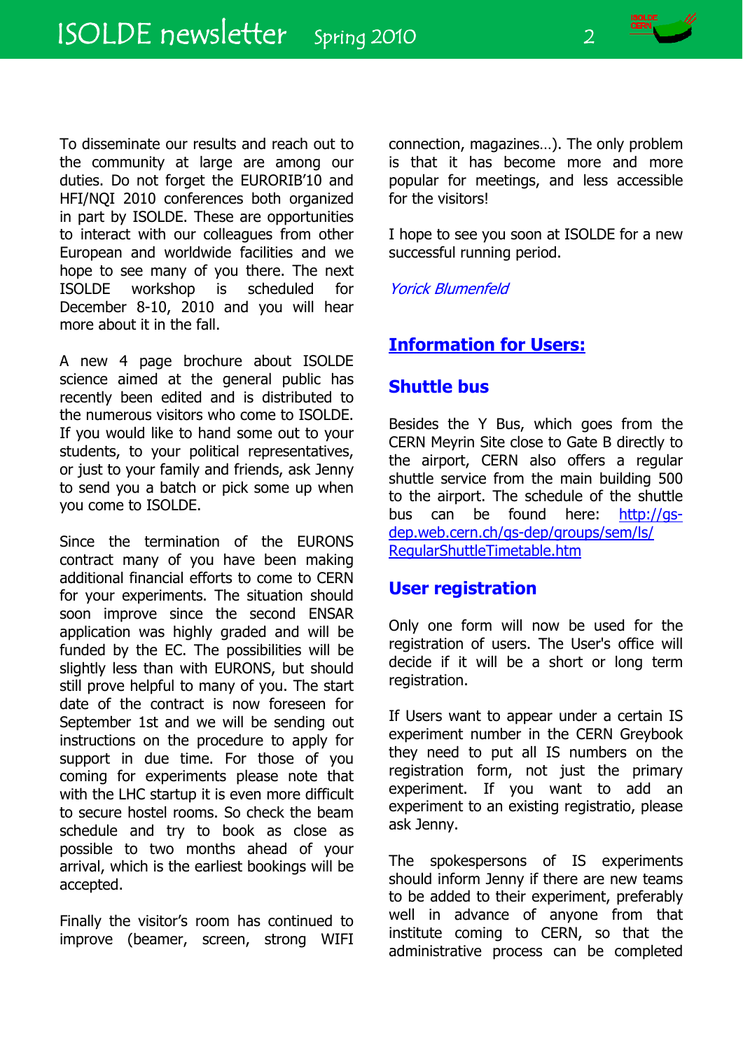To disseminate our results and reach out to the community at large are among our duties. Do not forget the EURORIB'10 and HFI/NQI 2010 conferences both organized in part by ISOLDE. These are opportunities to interact with our colleagues from other European and worldwide facilities and we hope to see many of you there. The next ISOLDE workshop is scheduled for December 8-10, 2010 and you will hear more about it in the fall.

A new 4 page brochure about ISOLDE science aimed at the general public has recently been edited and is distributed to the numerous visitors who come to ISOLDE. If you would like to hand some out to your students, to your political representatives, or just to your family and friends, ask Jenny to send you a batch or pick some up when you come to ISOLDE.

Since the termination of the EURONS contract many of you have been making additional financial efforts to come to CERN for your experiments. The situation should soon improve since the second ENSAR application was highly graded and will be funded by the EC. The possibilities will be slightly less than with EURONS, but should still prove helpful to many of you. The start date of the contract is now foreseen for September 1st and we will be sending out instructions on the procedure to apply for support in due time. For those of you coming for experiments please note that with the LHC startup it is even more difficult to secure hostel rooms. So check the beam schedule and try to book as close as possible to two months ahead of your arrival, which is the earliest bookings will be accepted.

Finally the visitor's room has continued to improve (beamer, screen, strong WIFI connection, magazines…). The only problem is that it has become more and more popular for meetings, and less accessible for the visitors!

I hope to see you soon at ISOLDE for a new successful running period.

*Yorick Blumenfeld*

## Information for Users:

### Shuttle bus

Besides the Y Bus, which goes from the CERN Meyrin Site close to Gate B directly to the airport, CERN also offers a regular shuttle service from the main building 500 to the airport. The schedule of the shuttle bus can be found here: http://gs-dep.web.cern.ch/gs-dep/groups/sem/ls/RegularShuttleTimetable.htm

### User registration

Only one form will now be used for the registration of users. The User's office will decide if it will be a short or long term registration.

If Users want to appear under a certain IS experiment number in the CERN Greybook they need to put all IS numbers on the registration form, not just the primary experiment. If you want to add an experiment to an existing registratio, please ask Jenny.

The spokespersons of IS experiments should inform Jenny if there are new teams to be added to their experiment, preferably well in advance of anyone from that institute coming to CERN, so that the administrative process can be completed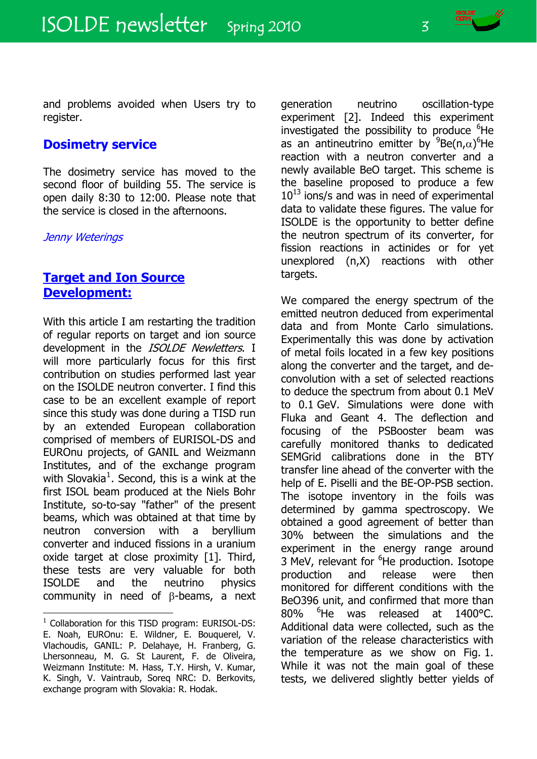and problems avoided when Users try to register.

## Dosimetry service

The dosimetry service has moved to the second floor of building 55. The service is open daily 8:30 to 12:00. Please note that the service is closed in the afternoons.

*Jenny Weterings*

## Target and Ion Source Development:

With this article I am restarting the tradition of regular reports on target and ion source development in the *ISOLDE Newsletters*. I will more particularly focus for this first contribution on studies performed last year on the ISOLDE neutron converter. I find this case to be an excellent example of report since this study was done during a TISD run by an extended European collaboration comprised of members of EURISOL-DS and EUROnu projects, of GANIL and Weizmann Institutes, and of the exchange program with Slovakia[1]. Second, this is a wink at the first ISOL beam produced at the Niels Bohr Institute, so-to-say "father" of the present beams, which was obtained at that time by neutron conversion with a beryllium converter and induced fissions in a uranium oxide target at close proximity [1]. Third, these tests are very valuable for both ISOLDE and the neutrino physics community in need of β-beams, a next generation neutrino oscillation-type experiment [2]. Indeed this experiment investigated the possibility to produce $^{6}$He as an antineutrino emitter by $^{9}$Be(n,α)$^{6}$He reaction with a neutron converter and a newly available BeO target. This scheme is the baseline proposed to produce a few $10^{13}$ ions/s and was in need of experimental data to validate these figures. The value for ISOLDE is the opportunity to better define the neutron spectrum of its converter, for fission reactions in actinides or for yet unexplored (n,X) reactions with other targets.

We compared the energy spectrum of the emitted neutron deduced from experimental data and from Monte Carlo simulations. Experimentally this was done by activation of metal foils located in a few key positions along the converter and the target, and de-convolution with a set of selected reactions to deduce the spectrum from about 0.1 MeV to 0.1 GeV. Simulations were done with Fluka and Geant 4. The deflection and focusing of the PSBooster beam was carefully monitored thanks to dedicated SEMGrid calibrations done in the BTY transfer line ahead of the converter with the help of E. Piselli and the BE-OP-PSB section. The isotope inventory in the foils was determined by gamma spectroscopy. We obtained a good agreement of better than 30% between the simulations and the experiment in the energy range around 3 MeV, relevant for $^{6}$He production. Isotope production and release were then monitored for different conditions with the BeO396 unit, and confirmed that more than 80% $^{6}$He was released at 1400°C. Additional data were collected, such as the variation of the release characteristics with the temperature as we show on Fig. 1. While it was not the main goal of these tests, we delivered slightly better yields of

---

[1] Collaboration for this TISD program: EURISOL-DS: E. Noah, EUROnu: E. Wildner, E. Bouquerel, V. Vlachoudis, GANIL: P. Delahaye, H. Franberg, G. Lhersonneau, M. G. St Laurent, F. de Oliveira, Weizmann Institute: M. Hass, T.Y. Hirsh, V. Kumar, K. Singh, V. Vaintraub, Soreq NRC: D. Berkovits, exchange program with Slovakia: R. Hodak.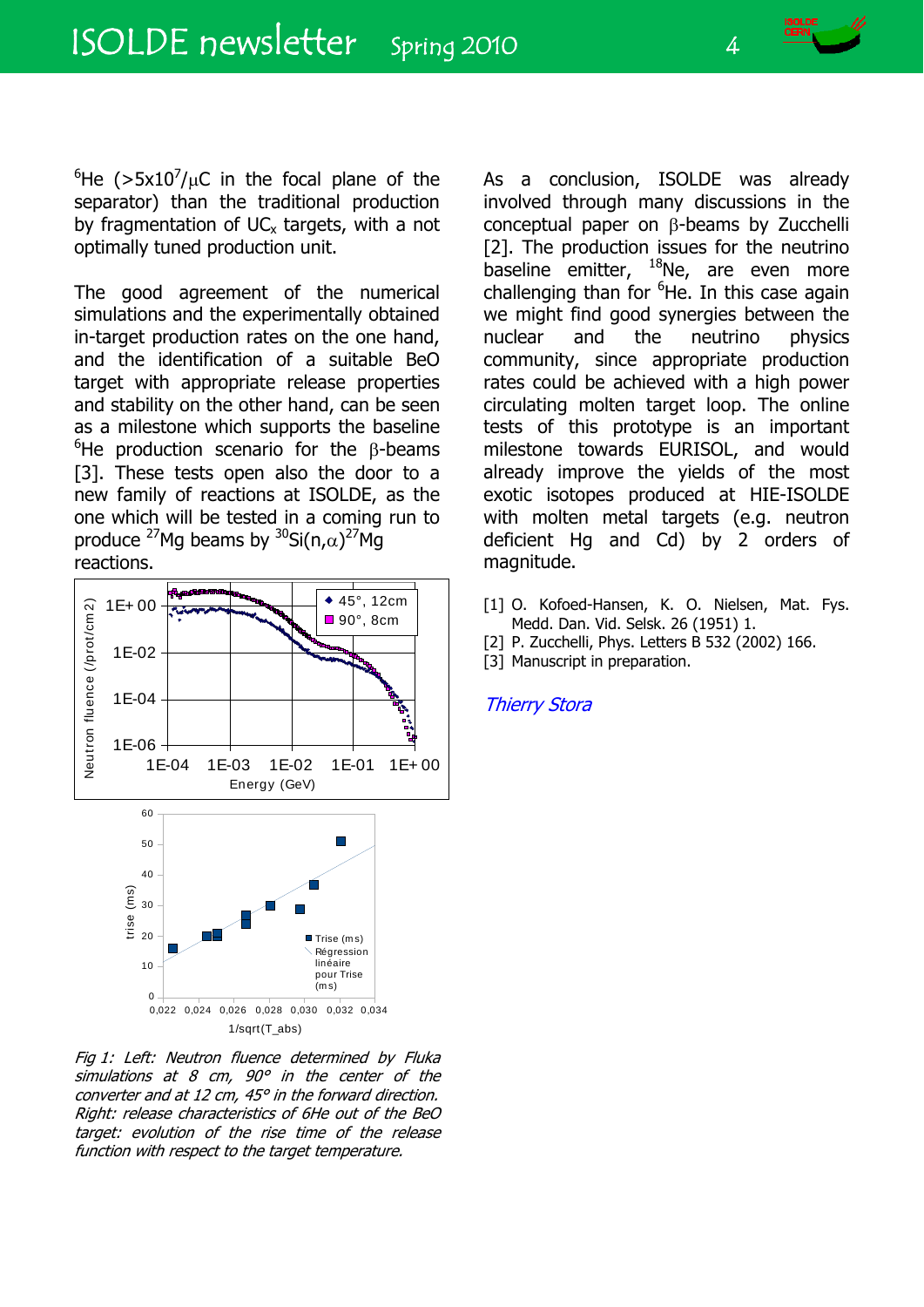$^6He$ ($>5x10^7/\mu C$ in the focal plane of the separator) than the traditional production by fragmentation of $UC_x$ targets, with a not optimally tuned production unit.

The good agreement of the numerical simulations and the experimentally obtained in-target production rates on the one hand, and the identification of a suitable BeO target with appropriate release properties and stability on the other hand, can be seen as a milestone which supports the baseline $^6He$ production scenario for the β-beams [3]. These tests open also the door to a new family of reactions at ISOLDE, as the one which will be tested in a coming run to produce $^{27}Mg$ beams by $^{30}Si(n,\alpha)^{27}Mg$ reactions.

Neutron fluence (/prot/cm2)
1E+00
1E-02
1E-04
1E-06
1E-04 1E-03 1E-02 1E-01 1E+00
Energy (GeV)
◆ 45°, 12cm
■ 90°, 8cm

trise (ms)
60
50
40
30
20
10
0
0,022 0,024 0,026 0,028 0,030 0,032 0,034
1/sqrt(T_abs)
■ Trise (ms)
Régression linéaire pour Trise (ms)

*Fig 1: Left: Neutron fluence determined by Fluka simulations at 8 cm, 90° in the center of the converter and at 12 cm, 45° in the forward direction. Right: release characteristics of 6He out of the BeO target: evolution of the rise time of the release function with respect to the target temperature.*

As a conclusion, ISOLDE was already involved through many discussions in the conceptual paper on β-beams by Zucchelli [2]. The production issues for the neutrino baseline emitter, $^{18}Ne$, are even more challenging than for $^6He$. In this case again we might find good synergies between the nuclear and the neutrino physics community, since appropriate production rates could be achieved with a high power circulating molten target loop. The online tests of this prototype is an important milestone towards EURISOL, and would already improve the yields of the most exotic isotopes produced at HIE-ISOLDE with molten metal targets (e.g. neutron deficient Hg and Cd) by 2 orders of magnitude.

[1] O. Kofoed-Hansen, K. O. Nielsen, Mat. Fys. Medd. Dan. Vid. Selsk. 26 (1951) 1.
[2] P. Zucchelli, Phys. Letters B 532 (2002) 166.
[3] Manuscript in preparation.

*Thierry Stora*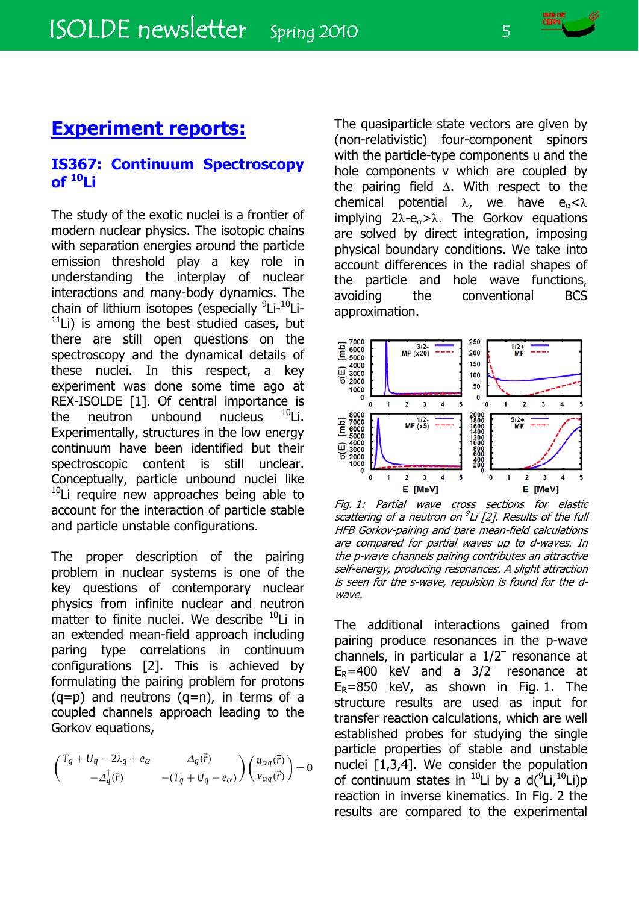## Experiment reports:

### IS367: Continuum Spectroscopy of $^{10}$Li

The study of the exotic nuclei is a frontier of modern nuclear physics. The isotopic chains with separation energies around the particle emission threshold play a key role in understanding the interplay of nuclear interactions and many-body dynamics. The chain of lithium isotopes (especially $^{9}$Li-$^{10}$Li-$^{11}$Li) is among the best studied cases, but there are still open questions on the spectroscopy and the dynamical details of these nuclei. In this respect, a key experiment was done some time ago at REX-ISOLDE [1]. Of central importance is the neutron unbound nucleus $^{10}$Li. Experimentally, structures in the low energy continuum have been identified but their spectroscopic content is still unclear. Conceptually, particle unbound nuclei like $^{10}$Li require new approaches being able to account for the interaction of particle stable and particle unstable configurations.

The proper description of the pairing problem in nuclear systems is one of the key questions of contemporary nuclear physics from infinite nuclear and neutron matter to finite nuclei. We describe $^{10}$Li in an extended mean-field approach including paring type correlations in continuum configurations [2]. This is achieved by formulating the pairing problem for protons (q=p) and neutrons (q=n), in terms of a coupled channels approach leading to the Gorkov equations,

$$\begin{pmatrix} T_q + U_q - 2\lambda_q + e_\alpha & \Delta_q(\vec{r}) \\ -\Delta_q^\dagger(\vec{r}) & -(T_q + U_q - e_\alpha) \end{pmatrix} \begin{pmatrix} u_{\alpha q}(\vec{r}) \\ v_{\alpha q}(\vec{r}) \end{pmatrix} = 0$$

The quasiparticle state vectors are given by (non-relativistic) four-component spinors with the particle-type components u and the hole components v which are coupled by the pairing field $\Delta$. With respect to the chemical potential $\lambda$, we have $e_\alpha<\lambda$ implying $2\lambda-e_\alpha>\lambda$. The Gorkov equations are solved by direct integration, imposing physical boundary conditions. We take into account differences in the radial shapes of the particle and hole wave functions, avoiding the conventional BCS approximation.

σ(E) [mb]
3/2- MF (x20)
1/2+ MF
1/2- MF (x5)
5/2+ MF
E [MeV]
E [MeV]

*Fig. 1: Partial wave cross sections for elastic scattering of a neutron on $^{9}$Li [2]. Results of the full HFB Gorkov-pairing and bare mean-field calculations are compared for partial waves up to d-waves. In the p-wave channels pairing contributes an attractive self-energy, producing resonances. A slight attraction is seen for the s-wave, repulsion is found for the d-wave.*

The additional interactions gained from pairing produce resonances in the p-wave channels, in particular a $1/2^-$ resonance at $E_R$=400 keV and a $3/2^-$ resonance at $E_R$=850 keV, as shown in Fig. 1. The structure results are used as input for transfer reaction calculations, which are well established probes for studying the single particle properties of stable and unstable nuclei [1,3,4]. We consider the population of continuum states in $^{10}$Li by a d($^{9}$Li,$^{10}$Li)p reaction in inverse kinematics. In Fig. 2 the results are compared to the experimental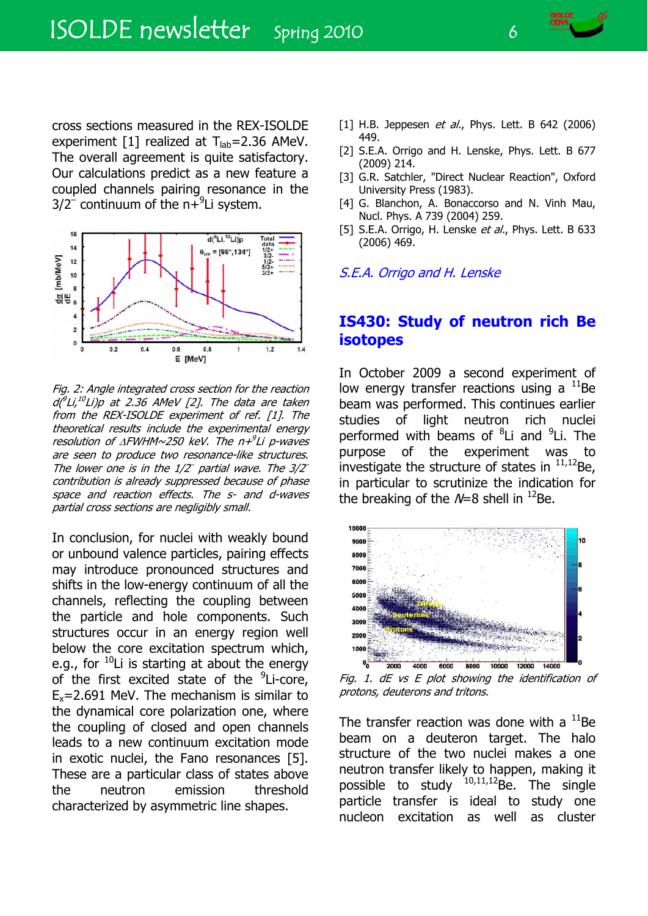cross sections measured in the REX-ISOLDE experiment [1] realized at $T_{lab}$=2.36 AMeV. The overall agreement is quite satisfactory. Our calculations predict as a new feature a coupled channels pairing resonance in the $3/2^-$ continuum of the n+$^9$Li system.

d($^9$Li,$^{10}$Li)p
$\theta_{cm}$ = [98°,134°]
Total
data
1/2+
3/2-
1/2-
5/2+
3/2+
$\frac{d\sigma}{dE}$ [mb/MeV]
E [MeV]

*Fig. 2: Angle integrated cross section for the reaction d($^9$Li,$^{10}$Li)p at 2.36 AMeV [2]. The data are taken from the REX-ISOLDE experiment of ref. [1]. The theoretical results include the experimental energy resolution of $\Delta$FWHM~250 keV. The n+$^9$Li p-waves are seen to produce two resonance-like structures. The lower one is in the $1/2^-$ partial wave. The $3/2^-$ contribution is already suppressed because of phase space and reaction effects. The s- and d-waves partial cross sections are negligibly small.*

In conclusion, for nuclei with weakly bound or unbound valence particles, pairing effects may introduce pronounced structures and shifts in the low-energy continuum of all the channels, reflecting the coupling between the particle and hole components. Such structures occur in an energy region well below the core excitation spectrum which, e.g., for $^{10}$Li is starting at about the energy of the first excited state of the $^9$Li-core, $E_x$=2.691 MeV. The mechanism is similar to the dynamical core polarization one, where the coupling of closed and open channels leads to a new continuum excitation mode in exotic nuclei, the Fano resonances [5]. These are a particular class of states above the neutron emission threshold characterized by asymmetric line shapes.

[1] H.B. Jeppesen *et al.*, Phys. Lett. B 642 (2006) 449.
[2] S.E.A. Orrigo and H. Lenske, Phys. Lett. B 677 (2009) 214.
[3] G.R. Satchler, "Direct Nuclear Reaction", Oxford University Press (1983).
[4] G. Blanchon, A. Bonaccorso and N. Vinh Mau, Nucl. Phys. A 739 (2004) 259.
[5] S.E.A. Orrigo, H. Lenske *et al.*, Phys. Lett. B 633 (2006) 469.

*S.E.A. Orrigo and H. Lenske*

## IS430: Study of neutron rich Be isotopes

In October 2009 a second experiment of low energy transfer reactions using a $^{11}$Be beam was performed. This continues earlier studies of light neutron rich nuclei performed with beams of $^8$Li and $^9$Li. The purpose of the experiment was to investigate the structure of states in $^{11,12}$Be, in particular to scrutinize the indication for the breaking of the $N$=8 shell in $^{12}$Be.

Tritons
Deuterons
Protons

*Fig. 1. dE vs E plot showing the identification of protons, deuterons and tritons.*

The transfer reaction was done with a $^{11}$Be beam on a deuteron target. The halo structure of the two nuclei makes a one neutron transfer likely to happen, making it possible to study $^{10,11,12}$Be. The single particle transfer is ideal to study one nucleon excitation as well as cluster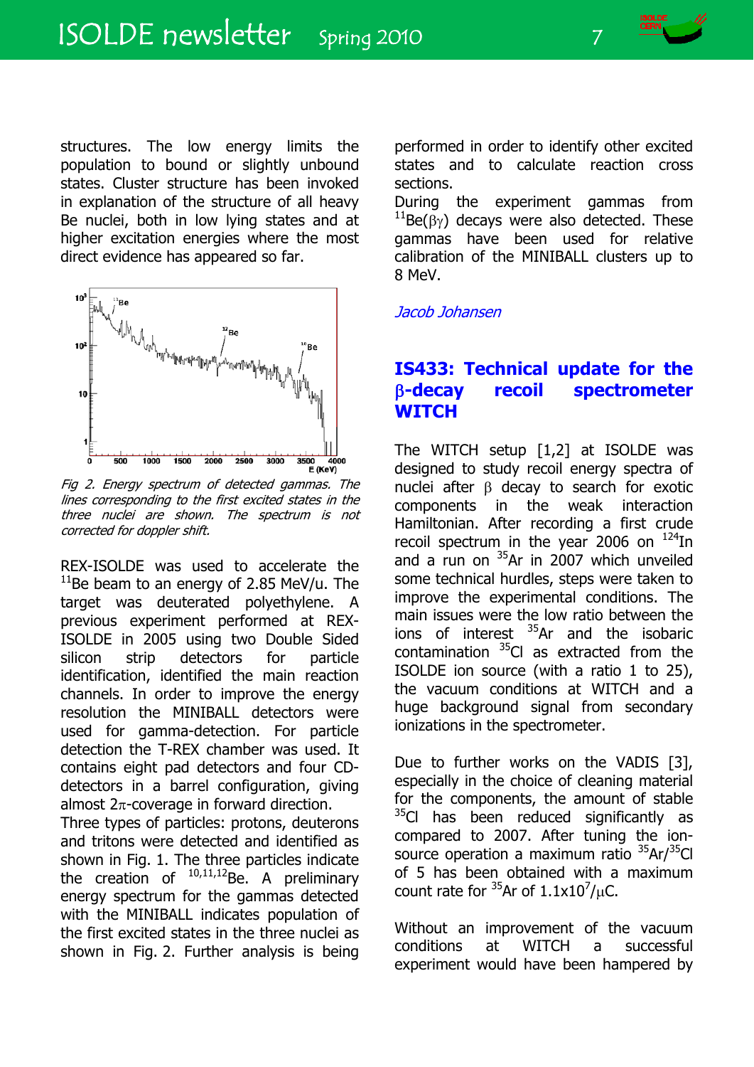structures. The low energy limits the population to bound or slightly unbound states. Cluster structure has been invoked in explanation of the structure of all heavy Be nuclei, both in low lying states and at higher excitation energies where the most direct evidence has appeared so far.

$10^3$
$10^2$
10
1
0
500
1000
1500
2000
2500
3000
3500
4000
E (KeV)
$^{11}$Be
$^{12}$Be
$^{10}$Be

*Fig 2. Energy spectrum of detected gammas. The lines corresponding to the first excited states in the three nuclei are shown. The spectrum is not corrected for doppler shift.*

REX-ISOLDE was used to accelerate the $^{11}$Be beam to an energy of 2.85 MeV/u. The target was deuterated polyethylene. A previous experiment performed at REX-ISOLDE in 2005 using two Double Sided silicon strip detectors for particle identification, identified the main reaction channels. In order to improve the energy resolution the MINIBALL detectors were used for gamma-detection. For particle detection the T-REX chamber was used. It contains eight pad detectors and four CD-detectors in a barrel configuration, giving almost $2\pi$-coverage in forward direction.

Three types of particles: protons, deuterons and tritons were detected and identified as shown in Fig. 1. The three particles indicate the creation of $^{10,11,12}$Be. A preliminary energy spectrum for the gammas detected with the MINIBALL indicates population of the first excited states in the three nuclei as shown in Fig. 2. Further analysis is being performed in order to identify other excited states and to calculate reaction cross sections.

During the experiment gammas from $^{11}$Be($\beta\gamma$) decays were also detected. These gammas have been used for relative calibration of the MINIBALL clusters up to 8 MeV.

*Jacob Johansen*

## IS433: Technical update for the $\beta$-decay recoil spectrometer WITCH

The WITCH setup [1,2] at ISOLDE was designed to study recoil energy spectra of nuclei after $\beta$ decay to search for exotic components in the weak interaction Hamiltonian. After recording a first crude recoil spectrum in the year 2006 on $^{124}$In and a run on $^{35}$Ar in 2007 which unveiled some technical hurdles, steps were taken to improve the experimental conditions. The main issues were the low ratio between the ions of interest $^{35}$Ar and the isobaric contamination $^{35}$Cl as extracted from the ISOLDE ion source (with a ratio 1 to 25), the vacuum conditions at WITCH and a huge background signal from secondary ionizations in the spectrometer.

Due to further works on the VADIS [3], especially in the choice of cleaning material for the components, the amount of stable $^{35}$Cl has been reduced significantly as compared to 2007. After tuning the ion-source operation a maximum ratio $^{35}$Ar/$^{35}$Cl of 5 has been obtained with a maximum count rate for $^{35}$Ar of $1.1\text{x}10^7/\mu$C.

Without an improvement of the vacuum conditions at WITCH a successful experiment would have been hampered by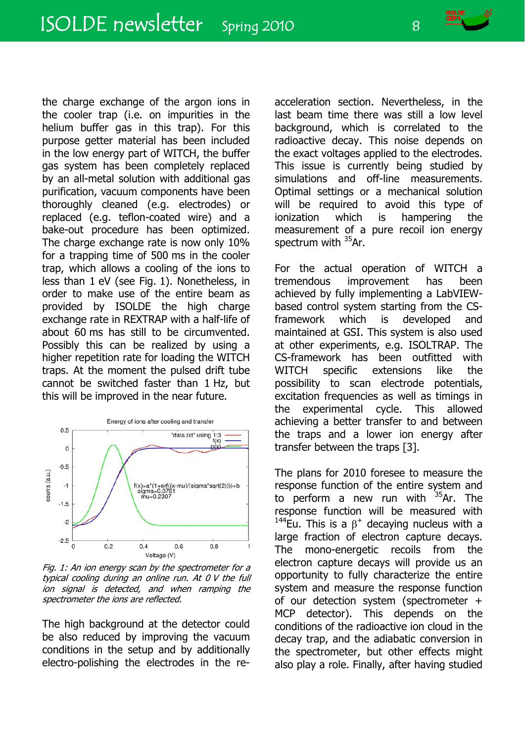the charge exchange of the argon ions in the cooler trap (i.e. on impurities in the helium buffer gas in this trap). For this purpose getter material has been included in the low energy part of WITCH, the buffer gas system has been completely replaced by an all-metal solution with additional gas purification, vacuum components have been thoroughly cleaned (e.g. electrodes) or replaced (e.g. teflon-coated wire) and a bake-out procedure has been optimized. The charge exchange rate is now only 10% for a trapping time of 500 ms in the cooler trap, which allows a cooling of the ions to less than 1 eV (see Fig. 1). Nonetheless, in order to make use of the entire beam as provided by ISOLDE the high charge exchange rate in REXTRAP with a half-life of about 60 ms has still to be circumvented. Possibly this can be realized by using a higher repetition rate for loading the WITCH traps. At the moment the pulsed drift tube cannot be switched faster than 1 Hz, but this will be improved in the near future.

Energy of ions after cooling and transfer

"data.txt" using 1:3
f(x)
g(x)

f(x)=a*(1+erf((x-mu)/(sigma*sqrt(2))))+b
sigma=0.0761
mu=0.2307

counts (a.u.)

Voltage (V)

0.5
0
-0.5
-1
-1.5
-2
-2.5

0
0.2
0.4
0.6
0.8
1

*Fig. 1: An ion energy scan by the spectrometer for a typical cooling during an online run. At 0 V the full ion signal is detected, and when ramping the spectrometer the ions are reflected.*

The high background at the detector could be also reduced by improving the vacuum conditions in the setup and by additionally electro-polishing the electrodes in the re-acceleration section. Nevertheless, in the last beam time there was still a low level background, which is correlated to the radioactive decay. This noise depends on the exact voltages applied to the electrodes. This issue is currently being studied by simulations and off-line measurements. Optimal settings or a mechanical solution will be required to avoid this type of ionization which is hampering the measurement of a pure recoil ion energy spectrum with $^{35}$Ar.

For the actual operation of WITCH a tremendous improvement has been achieved by fully implementing a LabVIEW-based control system starting from the CS-framework which is developed and maintained at GSI. This system is also used at other experiments, e.g. ISOLTRAP. The CS-framework has been outfitted with WITCH specific extensions like the possibility to scan electrode potentials, excitation frequencies as well as timings in the experimental cycle. This allowed achieving a better transfer to and between the traps and a lower ion energy after transfer between the traps [3].

The plans for 2010 foresee to measure the response function of the entire system and to perform a new run with $^{35}$Ar. The response function will be measured with $^{144}$Eu. This is a $\beta^+$ decaying nucleus with a large fraction of electron capture decays. The mono-energetic recoils from the electron capture decays will provide us an opportunity to fully characterize the entire system and measure the response function of our detection system (spectrometer + MCP detector). This depends on the conditions of the radioactive ion cloud in the decay trap, and the adiabatic conversion in the spectrometer, but other effects might also play a role. Finally, after having studied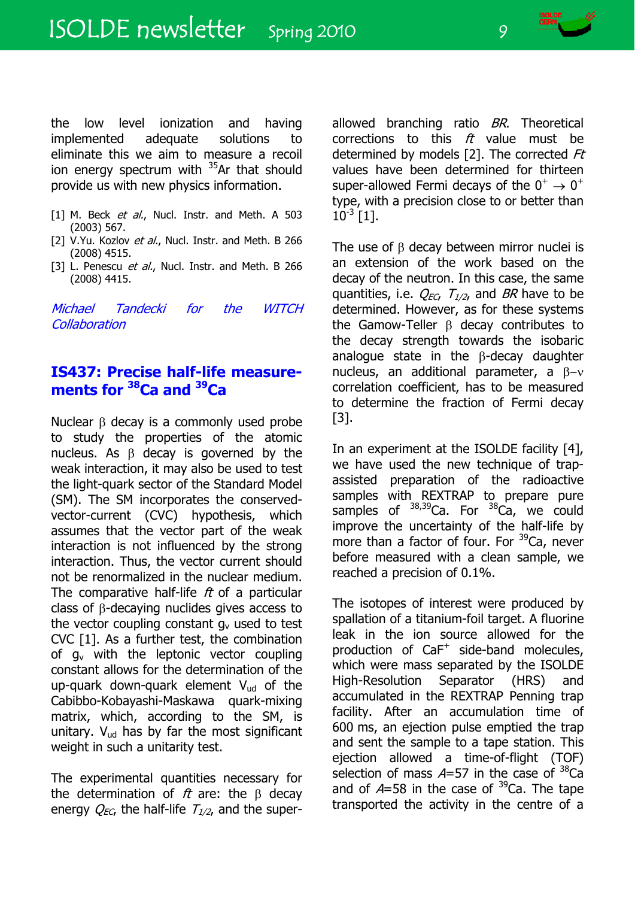the low level ionization and having implemented adequate solutions to eliminate this we aim to measure a recoil ion energy spectrum with $^{35}$Ar that should provide us with new physics information.

[1] M. Beck *et al.*, Nucl. Instr. and Meth. A 503 (2003) 567.
[2] V.Yu. Kozlov *et al.*, Nucl. Instr. and Meth. B 266 (2008) 4515.
[3] L. Penescu *et al.*, Nucl. Instr. and Meth. B 266 (2008) 4415.

*Michael Tandecki for the WITCH Collaboration*

## IS437: Precise half-life measurements for $^{38}$Ca and $^{39}$Ca

Nuclear $\beta$ decay is a commonly used probe to study the properties of the atomic nucleus. As $\beta$ decay is governed by the weak interaction, it may also be used to test the light-quark sector of the Standard Model (SM). The SM incorporates the conserved-vector-current (CVC) hypothesis, which assumes that the vector part of the weak interaction is not influenced by the strong interaction. Thus, the vector current should not be renormalized in the nuclear medium. The comparative half-life *ft* of a particular class of $\beta$-decaying nuclides gives access to the vector coupling constant $g_v$ used to test CVC [1]. As a further test, the combination of $g_v$ with the leptonic vector coupling constant allows for the determination of the up-quark down-quark element $V_{ud}$ of the Cabibbo-Kobayashi-Maskawa quark-mixing matrix, which, according to the SM, is unitary. $V_{ud}$ has by far the most significant weight in such a unitarity test.

The experimental quantities necessary for the determination of *ft* are: the $\beta$ decay energy $Q_{EC}$, the half-life $T_{1/2}$, and the super-allowed branching ratio *BR*. Theoretical corrections to this *ft* value must be determined by models [2]. The corrected *Ft* values have been determined for thirteen super-allowed Fermi decays of the $0^+ \rightarrow 0^+$ type, with a precision close to or better than $10^{-3}$ [1].

The use of $\beta$ decay between mirror nuclei is an extension of the work based on the decay of the neutron. In this case, the same quantities, i.e. $Q_{EC}$, $T_{1/2}$, and *BR* have to be determined. However, as for these systems the Gamow-Teller $\beta$ decay contributes to the decay strength towards the isobaric analogue state in the $\beta$-decay daughter nucleus, an additional parameter, a $\beta-\nu$ correlation coefficient, has to be measured to determine the fraction of Fermi decay [3].

In an experiment at the ISOLDE facility [4], we have used the new technique of trap-assisted preparation of the radioactive samples with REXTRAP to prepare pure samples of $^{38,39}$Ca. For $^{38}$Ca, we could improve the uncertainty of the half-life by more than a factor of four. For $^{39}$Ca, never before measured with a clean sample, we reached a precision of 0.1%.

The isotopes of interest were produced by spallation of a titanium-foil target. A fluorine leak in the ion source allowed for the production of $CaF^+$ side-band molecules, which were mass separated by the ISOLDE High-Resolution Separator (HRS) and accumulated in the REXTRAP Penning trap facility. After an accumulation time of 600 ms, an ejection pulse emptied the trap and sent the sample to a tape station. This ejection allowed a time-of-flight (TOF) selection of mass *A*=57 in the case of $^{38}$Ca and of *A*=58 in the case of $^{39}$Ca. The tape transported the activity in the centre of a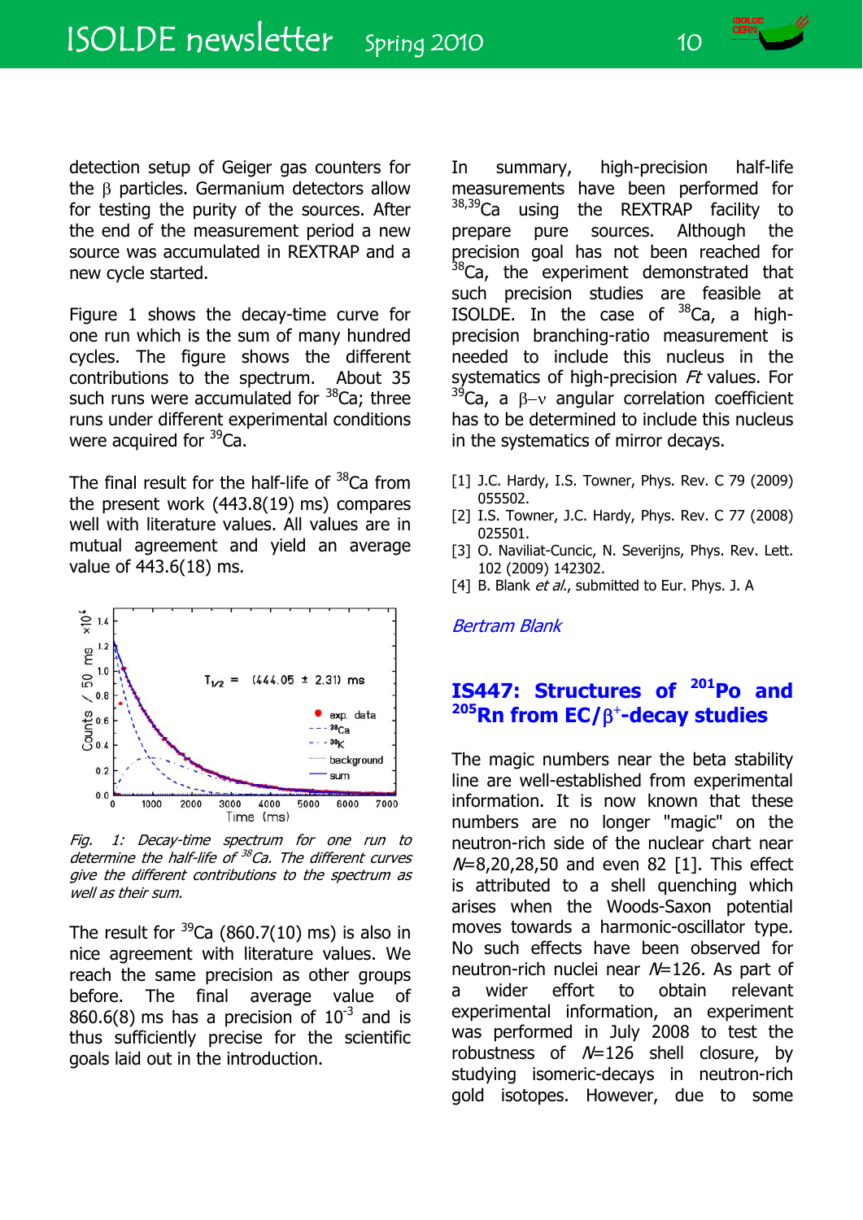detection setup of Geiger gas counters for the β particles. Germanium detectors allow for testing the purity of the sources. After the end of the measurement period a new source was accumulated in REXTRAP and a new cycle started.

Figure 1 shows the decay-time curve for one run which is the sum of many hundred cycles. The figure shows the different contributions to the spectrum. About 35 such runs were accumulated for $^{38}$Ca; three runs under different experimental conditions were acquired for $^{39}$Ca.

The final result for the half-life of $^{38}$Ca from the present work (443.8(19) ms) compares well with literature values. All values are in mutual agreement and yield an average value of 443.6(18) ms.

Counts / 50 ms ×10$^4$
1.4
1.2
1.0
0.8
0.6
0.4
0.2
0.0
0 1000 2000 3000 4000 5000 6000 7000
Time (ms)
$T_{1/2}$ = (444.05 ± 2.31) ms
exp. data
$^{38}$Ca
$^{38}$K
background
sum

*Fig. 1: Decay-time spectrum for one run to determine the half-life of $^{38}$Ca. The different curves give the different contributions to the spectrum as well as their sum.*

The result for $^{39}$Ca (860.7(10) ms) is also in nice agreement with literature values. We reach the same precision as other groups before. The final average value of 860.6(8) ms has a precision of $10^{-3}$ and is thus sufficiently precise for the scientific goals laid out in the introduction.

In summary, high-precision half-life measurements have been performed for $^{38,39}$Ca using the REXTRAP facility to prepare pure sources. Although the precision goal has not been reached for $^{38}$Ca, the experiment demonstrated that such precision studies are feasible at ISOLDE. In the case of $^{38}$Ca, a high-precision branching-ratio measurement is needed to include this nucleus in the systematics of high-precision *Ft* values. For $^{39}$Ca, a β–ν angular correlation coefficient has to be determined to include this nucleus in the systematics of mirror decays.

[1] J.C. Hardy, I.S. Towner, Phys. Rev. C 79 (2009) 055502.
[2] I.S. Towner, J.C. Hardy, Phys. Rev. C 77 (2008) 025501.
[3] O. Naviliat-Cuncic, N. Severijns, Phys. Rev. Lett. 102 (2009) 142302.
[4] B. Blank *et al.*, submitted to Eur. Phys. J. A

*Bertram Blank*

## IS447: Structures of $^{201}$Po and $^{205}$Rn from EC/$\beta^+$-decay studies

The magic numbers near the beta stability line are well-established from experimental information. It is now known that these numbers are no longer "magic" on the neutron-rich side of the nuclear chart near *N*=8,20,28,50 and even 82 [1]. This effect is attributed to a shell quenching which arises when the Woods-Saxon potential moves towards a harmonic-oscillator type. No such effects have been observed for neutron-rich nuclei near *N*=126. As part of a wider effort to obtain relevant experimental information, an experiment was performed in July 2008 to test the robustness of *N*=126 shell closure, by studying isomeric-decays in neutron-rich gold isotopes. However, due to some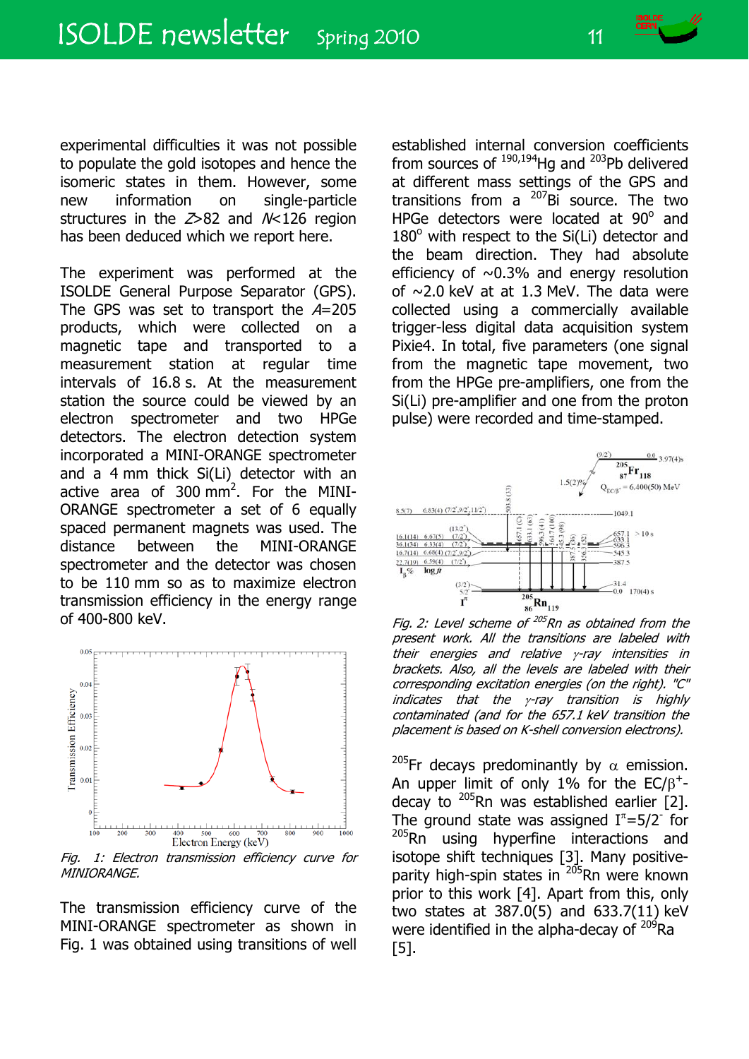experimental difficulties it was not possible to populate the gold isotopes and hence the isomeric states in them. However, some new information on single-particle structures in the $Z$>82 and $N$<126 region has been deduced which we report here.

The experiment was performed at the ISOLDE General Purpose Separator (GPS). The GPS was set to transport the $A$=205 products, which were collected on a magnetic tape and transported to a measurement station at regular time intervals of 16.8 s. At the measurement station the source could be viewed by an electron spectrometer and two HPGe detectors. The electron detection system incorporated a MINI-ORANGE spectrometer and a 4 mm thick Si(Li) detector with an active area of 300 mm$^2$. For the MINI-ORANGE spectrometer a set of 6 equally spaced permanent magnets was used. The distance between the MINI-ORANGE spectrometer and the detector was chosen to be 110 mm so as to maximize electron transmission efficiency in the energy range of 400-800 keV.

Transmission Efficiency
0.05
0.04
0.03
0.02
0.01
0
100 200 300 400 500 600 700 800 900 1000
Electron Energy (keV)

*Fig. 1: Electron transmission efficiency curve for MINIORANGE.*

The transmission efficiency curve of the MINI-ORANGE spectrometer as shown in Fig. 1 was obtained using transitions of well established internal conversion coefficients from sources of $^{190,194}$Hg and $^{203}$Pb delivered at different mass settings of the GPS and transitions from a $^{207}$Bi source. The two HPGe detectors were located at 90° and 180° with respect to the Si(Li) detector and the beam direction. They had absolute efficiency of ~0.3% and energy resolution of ~2.0 keV at at 1.3 MeV. The data were collected using a commercially available trigger-less digital data acquisition system Pixie4. In total, five parameters (one signal from the magnetic tape movement, two from the HPGe pre-amplifiers, one from the Si(Li) pre-amplifier and one from the proton pulse) were recorded and time-stamped.

(9/2$^-$) 0.0 3.97(4)s
$^{205}_{87}$Fr$_{118}$
1.5(2)%
$Q_{EC/\beta^+}$ = 6.400(50) MeV
8.5(7) 6.83(4) (7/2$^-$,9/2$^-$,11/2$^-$) 1049.1
503.8 (33)
(13/2$^+$)
16.1(14) 6.67(5) (7/2$^-$)
36.1(34) 6.33(4) (7/2$^-$)
16.7(14) 6.68(4) (7/2$^-$,9/2$^-$)
22.7(19) 6.59(4) (7/2$^-$)
$I_\beta$% log $ft$
657.1 (C)
633.1 (63)
596.3 (41)
564.7 (100)
545.3 (98)
387.5 (26)
356.1 (52)
657.1 > 10 s
633.1
596.3
545.3
387.5
(3/2$^-$) 31.4
5/2$^-$ 0.0 170(4) s
I$^\pi$
$^{205}_{86}$Rn$_{119}$

*Fig. 2: Level scheme of $^{205}$Rn as obtained from the present work. All the transitions are labeled with their energies and relative $\gamma$-ray intensities in brackets. Also, all the levels are labeled with their corresponding excitation energies (on the right). "C" indicates that the $\gamma$-ray transition is highly contaminated (and for the 657.1 keV transition the placement is based on K-shell conversion electrons).*

$^{205}$Fr decays predominantly by $\alpha$ emission. An upper limit of only 1% for the EC/$\beta^+$-decay to $^{205}$Rn was established earlier [2]. The ground state was assigned $I^\pi$=5/2$^-$ for $^{205}$Rn using hyperfine interactions and isotope shift techniques [3]. Many positive-parity high-spin states in $^{205}$Rn were known prior to this work [4]. Apart from this, only two states at 387.0(5) and 633.7(11) keV were identified in the alpha-decay of $^{209}$Ra [5].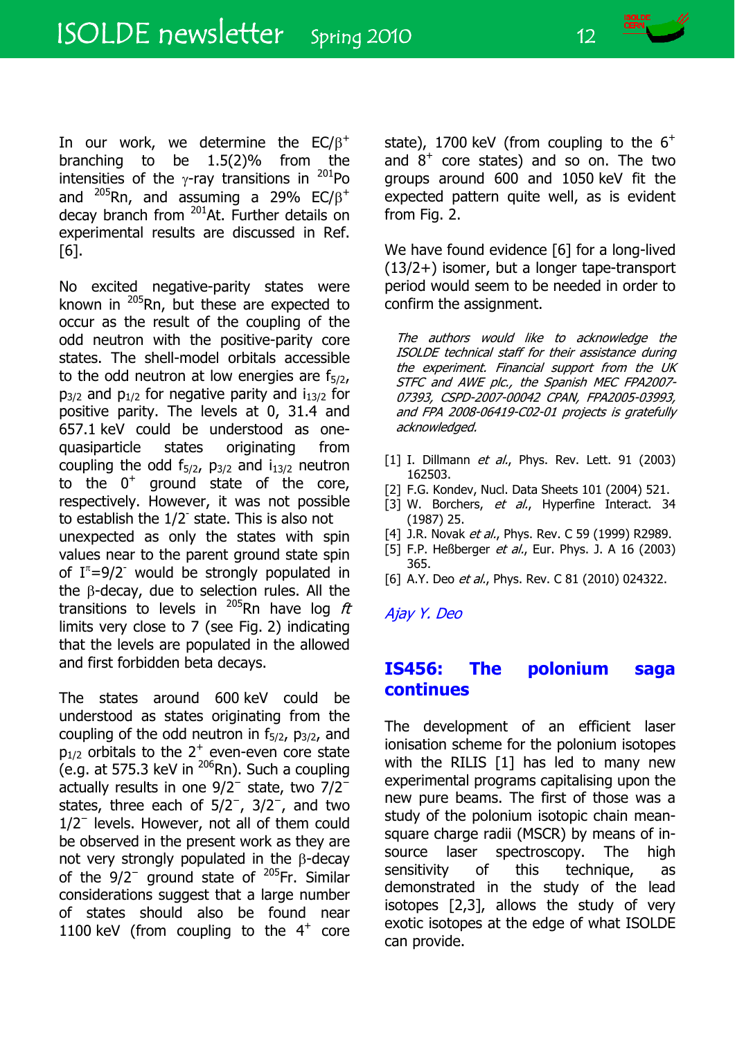In our work, we determine the EC/$\beta^+$ branching to be 1.5(2)% from the intensities of the $\gamma$-ray transitions in $^{201}$Po and $^{205}$Rn, and assuming a 29% EC/$\beta^+$ decay branch from $^{201}$At. Further details on experimental results are discussed in Ref. [6].

No excited negative-parity states were known in $^{205}$Rn, but these are expected to occur as the result of the coupling of the odd neutron with the positive-parity core states. The shell-model orbitals accessible to the odd neutron at low energies are $f_{5/2}$, $p_{3/2}$ and $p_{1/2}$ for negative parity and $i_{13/2}$ for positive parity. The levels at 0, 31.4 and 657.1 keV could be understood as one-quasiparticle states originating from coupling the odd $f_{5/2}$, $p_{3/2}$ and $i_{13/2}$ neutron to the $0^+$ ground state of the core, respectively. However, it was not possible to establish the $1/2^-$ state. This is also not unexpected as only the states with spin values near to the parent ground state spin of $I^\pi$=$9/2^-$ would be strongly populated in the $\beta$-decay, due to selection rules. All the transitions to levels in $^{205}$Rn have log *ft* limits very close to 7 (see Fig. 2) indicating that the levels are populated in the allowed and first forbidden beta decays.

The states around 600 keV could be understood as states originating from the coupling of the odd neutron in $f_{5/2}$, $p_{3/2}$, and $p_{1/2}$ orbitals to the $2^+$ even-even core state (e.g. at 575.3 keV in $^{206}$Rn). Such a coupling actually results in one $9/2^-$ state, two $7/2^-$ states, three each of $5/2^-$, $3/2^-$, and two $1/2^-$ levels. However, not all of them could be observed in the present work as they are not very strongly populated in the $\beta$-decay of the $9/2^-$ ground state of $^{205}$Fr. Similar considerations suggest that a large number of states should also be found near 1100 keV (from coupling to the $4^+$ core state), 1700 keV (from coupling to the $6^+$ and $8^+$ core states) and so on. The two groups around 600 and 1050 keV fit the expected pattern quite well, as is evident from Fig. 2.

We have found evidence [6] for a long-lived (13/2+) isomer, but a longer tape-transport period would seem to be needed in order to confirm the assignment.

*The authors would like to acknowledge the ISOLDE technical staff for their assistance during the experiment. Financial support from the UK STFC and AWE plc., the Spanish MEC FPA2007-07393, CSPD-2007-00042 CPAN, FPA2005-03993, and FPA 2008-06419-C02-01 projects is gratefully acknowledged.*

[1] I. Dillmann *et al.*, Phys. Rev. Lett. 91 (2003) 162503.
[2] F.G. Kondev, Nucl. Data Sheets 101 (2004) 521.
[3] W. Borchers, *et al.*, Hyperfine Interact. 34 (1987) 25.
[4] J.R. Novak *et al.*, Phys. Rev. C 59 (1999) R2989.
[5] F.P. Heßberger *et al.*, Eur. Phys. J. A 16 (2003) 365.
[6] A.Y. Deo *et al.*, Phys. Rev. C 81 (2010) 024322.

*Ajay Y. Deo*

## IS456: The polonium saga continues

The development of an efficient laser ionisation scheme for the polonium isotopes with the RILIS [1] has led to many new experimental programs capitalising upon the new pure beams. The first of those was a study of the polonium isotopic chain mean-square charge radii (MSCR) by means of in-source laser spectroscopy. The high sensitivity of this technique, as demonstrated in the study of the lead isotopes [2,3], allows the study of very exotic isotopes at the edge of what ISOLDE can provide.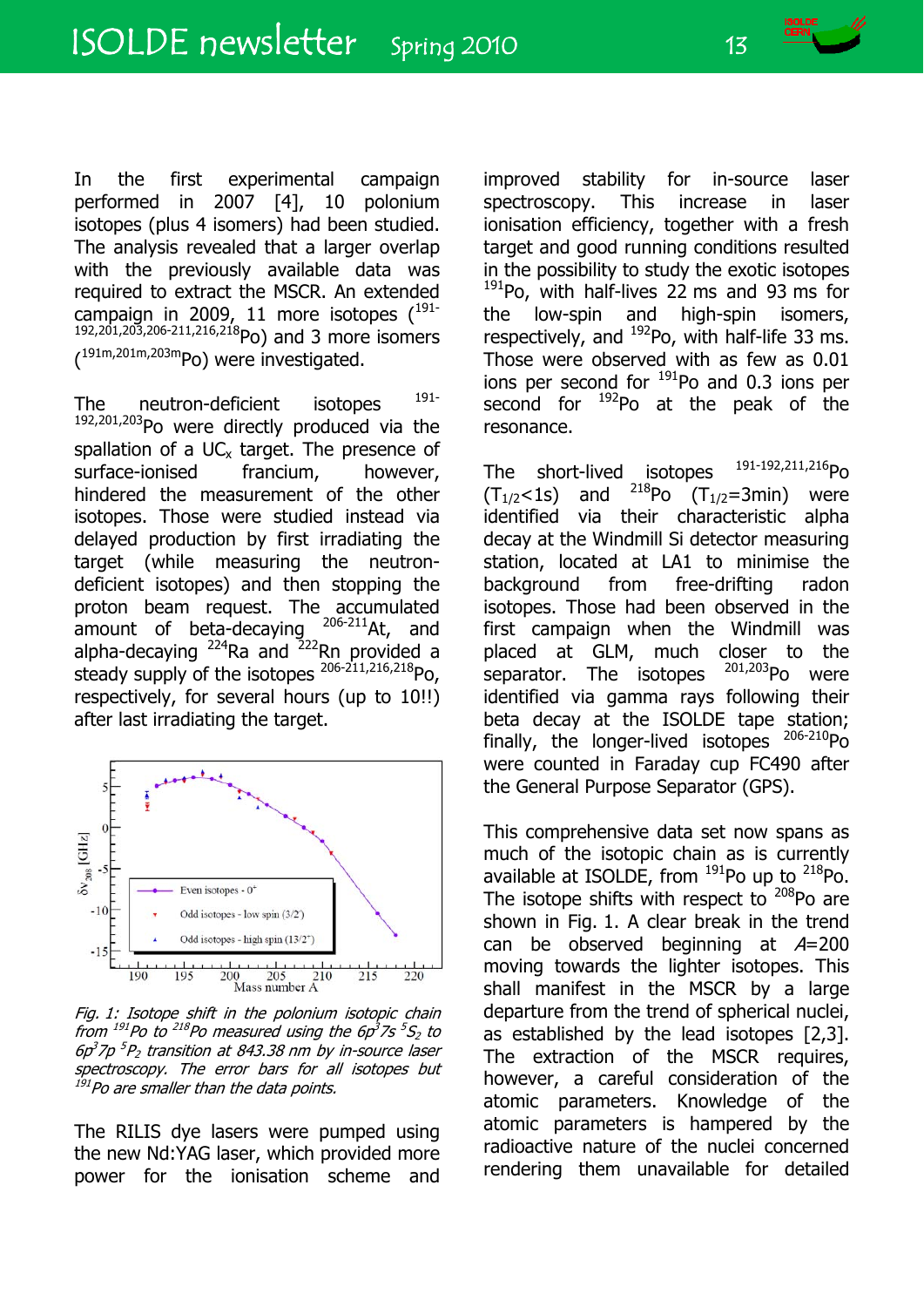In the first experimental campaign performed in 2007 [4], 10 polonium isotopes (plus 4 isomers) had been studied. The analysis revealed that a larger overlap with the previously available data was required to extract the MSCR. An extended campaign in 2009, 11 more isotopes ($^{191-192,201,203,206-211,216,218}$Po) and 3 more isomers ($^{191m,201m,203m}$Po) were investigated.

The neutron-deficient isotopes $^{191-192,201,203}$Po were directly produced via the spallation of a $UC_x$ target. The presence of surface-ionised francium, however, hindered the measurement of the other isotopes. Those were studied instead via delayed production by first irradiating the target (while measuring the neutron-deficient isotopes) and then stopping the proton beam request. The accumulated amount of beta-decaying $^{206-211}$At, and alpha-decaying $^{224}$Ra and $^{222}$Rn provided a steady supply of the isotopes $^{206-211,216,218}$Po, respectively, for several hours (up to 10!!) after last irradiating the target.

5
0
-5
-10
-15
$\delta\nu_{208}$ [GHz]
190
195
200
205
210
215
220
Mass number A
Even isotopes - 0+
Odd isotopes - low spin (3/2-)
Odd isotopes - high spin (13/2+)

*Fig. 1: Isotope shift in the polonium isotopic chain from $^{191}$Po to $^{218}$Po measured using the $6p^37s$ $^5S_2$ to $6p^37p$ $^5P_2$ transition at 843.38 nm by in-source laser spectroscopy. The error bars for all isotopes but $^{191}$Po are smaller than the data points.*

The RILIS dye lasers were pumped using the new Nd:YAG laser, which provided more power for the ionisation scheme and improved stability for in-source laser spectroscopy. This increase in laser ionisation efficiency, together with a fresh target and good running conditions resulted in the possibility to study the exotic isotopes $^{191}$Po, with half-lives 22 ms and 93 ms for the low-spin and high-spin isomers, respectively, and $^{192}$Po, with half-life 33 ms. Those were observed with as few as 0.01 ions per second for $^{191}$Po and 0.3 ions per second for $^{192}$Po at the peak of the resonance.

The short-lived isotopes $^{191-192,211,216}$Po ($T_{1/2}$<1s) and $^{218}$Po ($T_{1/2}$=3min) were identified via their characteristic alpha decay at the Windmill Si detector measuring station, located at LA1 to minimise the background from free-drifting radon isotopes. Those had been observed in the first campaign when the Windmill was placed at GLM, much closer to the separator. The isotopes $^{201,203}$Po were identified via gamma rays following their beta decay at the ISOLDE tape station; finally, the longer-lived isotopes $^{206-210}$Po were counted in Faraday cup FC490 after the General Purpose Separator (GPS).

This comprehensive data set now spans as much of the isotopic chain as is currently available at ISOLDE, from $^{191}$Po up to $^{218}$Po. The isotope shifts with respect to $^{208}$Po are shown in Fig. 1. A clear break in the trend can be observed beginning at *A*=200 moving towards the lighter isotopes. This shall manifest in the MSCR by a large departure from the trend of spherical nuclei, as established by the lead isotopes [2,3]. The extraction of the MSCR requires, however, a careful consideration of the atomic parameters. Knowledge of the atomic parameters is hampered by the radioactive nature of the nuclei concerned rendering them unavailable for detailed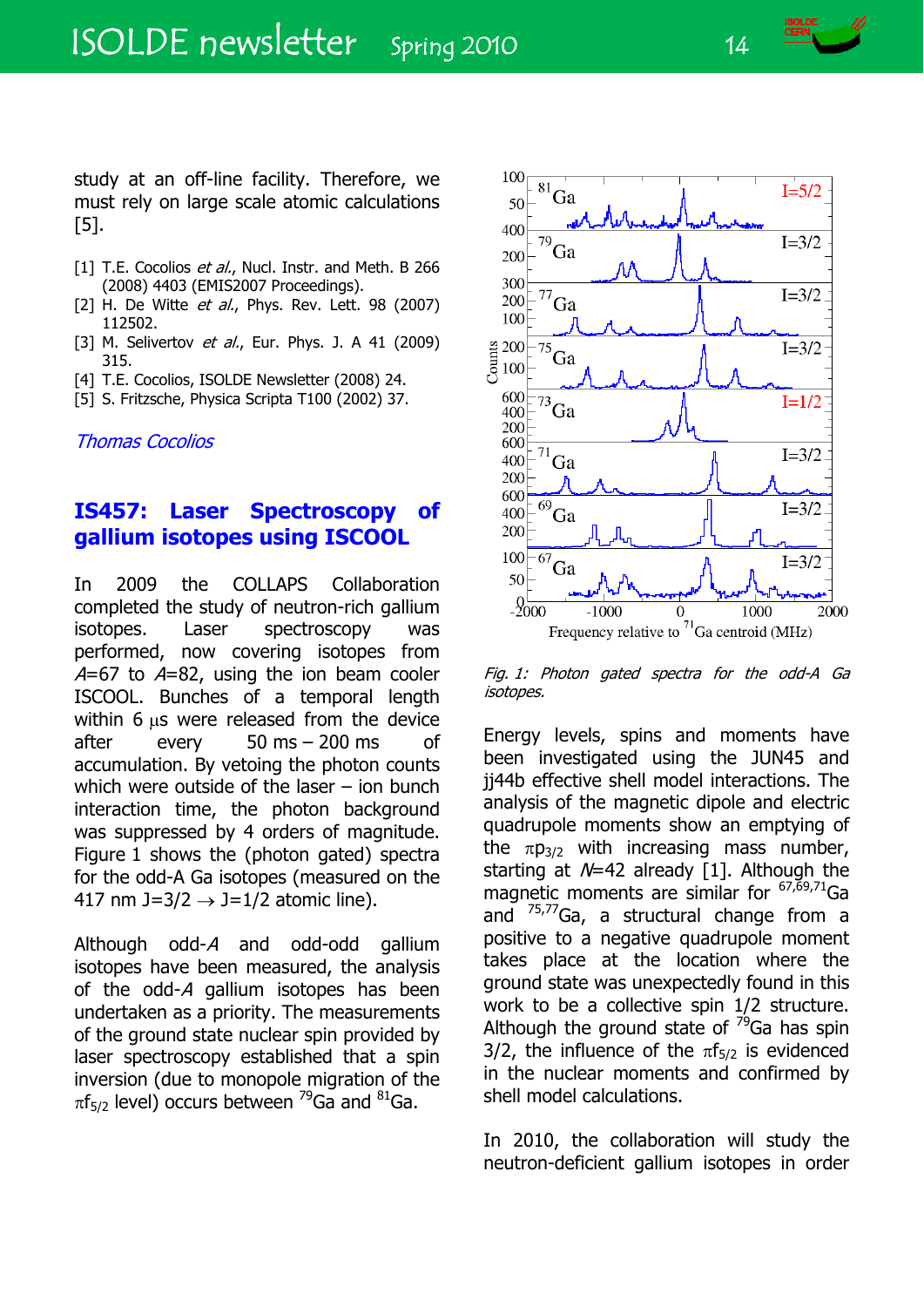study at an off-line facility. Therefore, we must rely on large scale atomic calculations [5].

[1] T.E. Cocolios *et al.*, Nucl. Instr. and Meth. B 266 (2008) 4403 (EMIS2007 Proceedings).
[2] H. De Witte *et al.*, Phys. Rev. Lett. 98 (2007) 112502.
[3] M. Selivertov *et al.*, Eur. Phys. J. A 41 (2009) 315.
[4] T.E. Cocolios, ISOLDE Newsletter (2008) 24.
[5] S. Fritzsche, Physica Scripta T100 (2002) 37.

*Thomas Cocolios*

## IS457: Laser Spectroscopy of gallium isotopes using ISCOOL

In 2009 the COLLAPS Collaboration completed the study of neutron-rich gallium isotopes. Laser spectroscopy was performed, now covering isotopes from $A$=67 to $A$=82, using the ion beam cooler ISCOOL. Bunches of a temporal length within 6 μs were released from the device after every 50 ms – 200 ms of accumulation. By vetoing the photon counts which were outside of the laser – ion bunch interaction time, the photon background was suppressed by 4 orders of magnitude. Figure 1 shows the (photon gated) spectra for the odd-A Ga isotopes (measured on the 417 nm J=3/2 → J=1/2 atomic line).

Although odd-$A$ and odd-odd gallium isotopes have been measured, the analysis of the odd-$A$ gallium isotopes has been undertaken as a priority. The measurements of the ground state nuclear spin provided by laser spectroscopy established that a spin inversion (due to monopole migration of the $\pi f_{5/2}$ level) occurs between $^{79}$Ga and $^{81}$Ga.

$^{81}$Ga I=5/2
$^{79}$Ga I=3/2
$^{77}$Ga I=3/2
$^{75}$Ga I=3/2
$^{73}$Ga I=1/2
$^{71}$Ga I=3/2
$^{69}$Ga I=3/2
$^{67}$Ga I=3/2
Counts
-2000 -1000 0 1000 2000
Frequency relative to $^{71}$Ga centroid (MHz)

*Fig. 1: Photon gated spectra for the odd-A Ga isotopes.*

Energy levels, spins and moments have been investigated using the JUN45 and jj44b effective shell model interactions. The analysis of the magnetic dipole and electric quadrupole moments show an emptying of the $\pi p_{3/2}$ with increasing mass number, starting at $N$=42 already [1]. Although the magnetic moments are similar for $^{67,69,71}$Ga and $^{75,77}$Ga, a structural change from a positive to a negative quadrupole moment takes place at the location where the ground state was unexpectedly found in this work to be a collective spin 1/2 structure. Although the ground state of $^{79}$Ga has spin 3/2, the influence of the $\pi f_{5/2}$ is evidenced in the nuclear moments and confirmed by shell model calculations.

In 2010, the collaboration will study the neutron-deficient gallium isotopes in order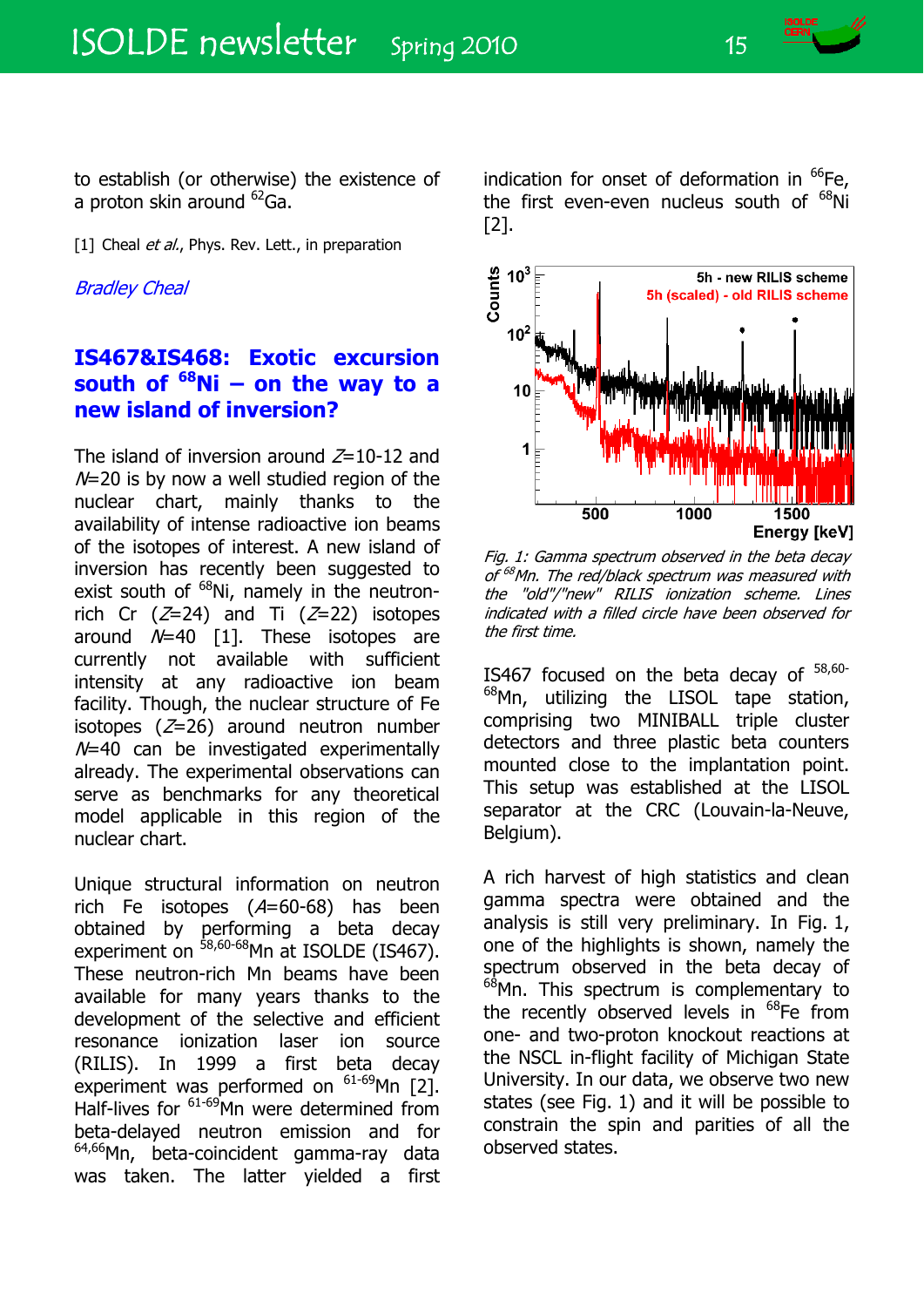to establish (or otherwise) the existence of a proton skin around $^{62}$Ga.

[1] Cheal *et al.*, Phys. Rev. Lett., in preparation

*Bradley Cheal*

## IS467&IS468: Exotic excursion south of $^{68}$Ni – on the way to a new island of inversion?

The island of inversion around $Z$=10-12 and $N$=20 is by now a well studied region of the nuclear chart, mainly thanks to the availability of intense radioactive ion beams of the isotopes of interest. A new island of inversion has recently been suggested to exist south of $^{68}$Ni, namely in the neutron-rich Cr ($Z$=24) and Ti ($Z$=22) isotopes around $N$=40 [1]. These isotopes are currently not available with sufficient intensity at any radioactive ion beam facility. Though, the nuclear structure of Fe isotopes ($Z$=26) around neutron number $N$=40 can be investigated experimentally already. The experimental observations can serve as benchmarks for any theoretical model applicable in this region of the nuclear chart.

Unique structural information on neutron rich Fe isotopes ($A$=60-68) has been obtained by performing a beta decay experiment on $^{58,60-68}$Mn at ISOLDE (IS467). These neutron-rich Mn beams have been available for many years thanks to the development of the selective and efficient resonance ionization laser ion source (RILIS). In 1999 a first beta decay experiment was performed on $^{61-69}$Mn [2]. Half-lives for $^{61-69}$Mn were determined from beta-delayed neutron emission and for $^{64,66}$Mn, beta-coincident gamma-ray data was taken. The latter yielded a first indication for onset of deformation in $^{66}$Fe, the first even-even nucleus south of $^{68}$Ni [2].

Counts
$10^3$
$10^2$
10
1
500
1000
1500
Energy [keV]
5h - new RILIS scheme
5h (scaled) - old RILIS scheme

*Fig. 1: Gamma spectrum observed in the beta decay of $^{68}$Mn. The red/black spectrum was measured with the "old"/"new" RILIS ionization scheme. Lines indicated with a filled circle have been observed for the first time.*

IS467 focused on the beta decay of $^{58,60-68}$Mn, utilizing the LISOL tape station, comprising two MINIBALL triple cluster detectors and three plastic beta counters mounted close to the implantation point. This setup was established at the LISOL separator at the CRC (Louvain-la-Neuve, Belgium).

A rich harvest of high statistics and clean gamma spectra were obtained and the analysis is still very preliminary. In Fig. 1, one of the highlights is shown, namely the spectrum observed in the beta decay of $^{68}$Mn. This spectrum is complementary to the recently observed levels in $^{68}$Fe from one- and two-proton knockout reactions at the NSCL in-flight facility of Michigan State University. In our data, we observe two new states (see Fig. 1) and it will be possible to constrain the spin and parities of all the observed states.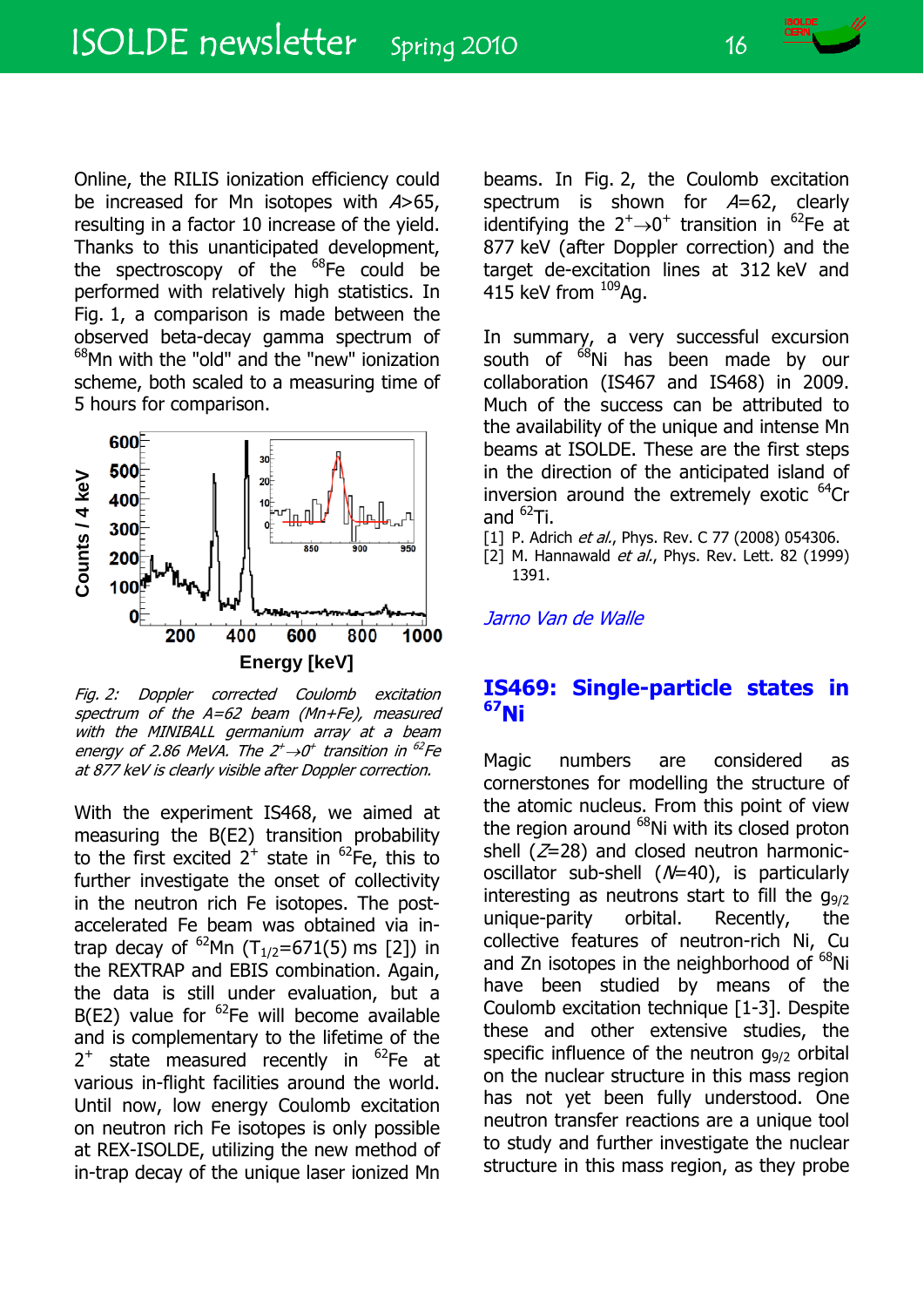Online, the RILIS ionization efficiency could be increased for Mn isotopes with $A>65$, resulting in a factor 10 increase of the yield. Thanks to this unanticipated development, the spectroscopy of the $^{68}$Fe could be performed with relatively high statistics. In Fig. 1, a comparison is made between the observed beta-decay gamma spectrum of $^{68}$Mn with the "old" and the "new" ionization scheme, both scaled to a measuring time of 5 hours for comparison.

Counts / 4 keV
600
500
400
300
200
100
0
200
400
600
800
1000
Energy [keV]
30
20
10
0
850
900
950

*Fig. 2: Doppler corrected Coulomb excitation spectrum of the A=62 beam (Mn+Fe), measured with the MINIBALL germanium array at a beam energy of 2.86 MeV/A. The $2^+ \rightarrow 0^+$ transition in $^{62}$Fe at 877 keV is clearly visible after Doppler correction.*

With the experiment IS468, we aimed at measuring the B(E2) transition probability to the first excited $2^+$ state in $^{62}$Fe, this to further investigate the onset of collectivity in the neutron rich Fe isotopes. The post-accelerated Fe beam was obtained via in-trap decay of $^{62}$Mn ($T_{1/2}$=671(5) ms [2]) in the REXTRAP and EBIS combination. Again, the data is still under evaluation, but a B(E2) value for $^{62}$Fe will become available and is complementary to the lifetime of the $2^+$ state measured recently in $^{62}$Fe at various in-flight facilities around the world. Until now, low energy Coulomb excitation on neutron rich Fe isotopes is only possible at REX-ISOLDE, utilizing the new method of in-trap decay of the unique laser ionized Mn beams. In Fig. 2, the Coulomb excitation spectrum is shown for $A$=62, clearly identifying the $2^+ \rightarrow 0^+$ transition in $^{62}$Fe at 877 keV (after Doppler correction) and the target de-excitation lines at 312 keV and 415 keV from $^{109}$Ag.

In summary, a very successful excursion south of $^{68}$Ni has been made by our collaboration (IS467 and IS468) in 2009. Much of the success can be attributed to the availability of the unique and intense Mn beams at ISOLDE. These are the first steps in the direction of the anticipated island of inversion around the extremely exotic $^{64}$Cr and $^{62}$Ti.

[1] P. Adrich *et al.*, Phys. Rev. C 77 (2008) 054306.
[2] M. Hannawald *et al.*, Phys. Rev. Lett. 82 (1999) 1391.

*Jarno Van de Walle*

## IS469: Single-particle states in $^{67}$Ni

Magic numbers are considered as cornerstones for modelling the structure of the atomic nucleus. From this point of view the region around $^{68}$Ni with its closed proton shell ($Z$=28) and closed neutron harmonic-oscillator sub-shell ($N$=40), is particularly interesting as neutrons start to fill the $g_{9/2}$ unique-parity orbital. Recently, the collective features of neutron-rich Ni, Cu and Zn isotopes in the neighborhood of $^{68}$Ni have been studied by means of the Coulomb excitation technique [1-3]. Despite these and other extensive studies, the specific influence of the neutron $g_{9/2}$ orbital on the nuclear structure in this mass region has not yet been fully understood. One neutron transfer reactions are a unique tool to study and further investigate the nuclear structure in this mass region, as they probe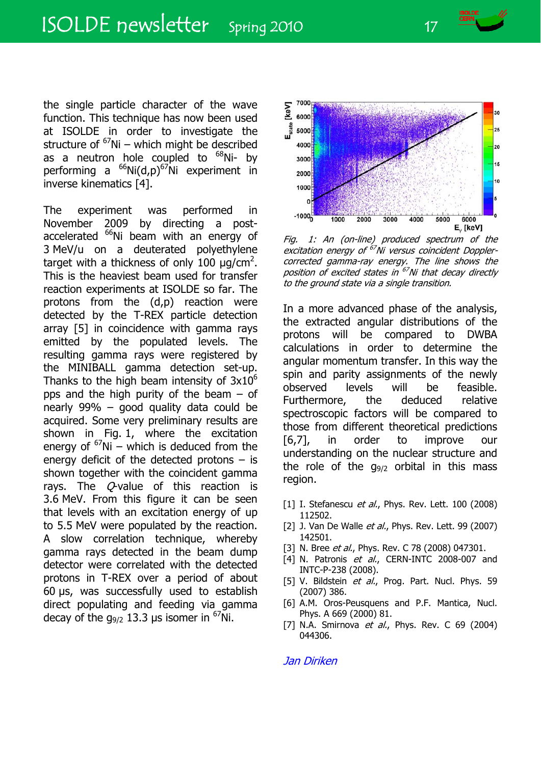the single particle character of the wave function. This technique has now been used at ISOLDE in order to investigate the structure of $^{67}$Ni – which might be described as a neutron hole coupled to $^{68}$Ni- by performing a $^{66}$Ni(d,p)$^{67}$Ni experiment in inverse kinematics [4].

The experiment was performed in November 2009 by directing a post-accelerated $^{66}$Ni beam with an energy of 3 MeV/u on a deuterated polyethylene target with a thickness of only 100 μg/cm$^2$. This is the heaviest beam used for transfer reaction experiments at ISOLDE so far. The protons from the (d,p) reaction were detected by the T-REX particle detection array [5] in coincidence with gamma rays emitted by the populated levels. The resulting gamma rays were registered by the MINIBALL gamma detection set-up. Thanks to the high beam intensity of 3x10$^6$ pps and the high purity of the beam – of nearly 99% – good quality data could be acquired. Some very preliminary results are shown in Fig. 1, where the excitation energy of $^{67}$Ni – which is deduced from the energy deficit of the detected protons – is shown together with the coincident gamma rays. The *Q*-value of this reaction is 3.6 MeV. From this figure it can be seen that levels with an excitation energy of up to 5.5 MeV were populated by the reaction. A slow correlation technique, whereby gamma rays detected in the beam dump detector were correlated with the detected protons in T-REX over a period of about 60 μs, was successfully used to establish direct populating and feeding via gamma decay of the $g_{9/2}$ 13.3 μs isomer in $^{67}$Ni.

$E_{state}$ [keV]
7000
6000
5000
4000
3000
2000
1000
0
-1000
0
1000
2000
3000
4000
5000
6000
$E_\gamma$ [keV]
30
25
20
15
10
5
0

*Fig. 1: An (on-line) produced spectrum of the excitation energy of $^{67}$Ni versus coincident Doppler-corrected gamma-ray energy. The line shows the position of excited states in $^{67}$Ni that decay directly to the ground state via a single transition.*

In a more advanced phase of the analysis, the extracted angular distributions of the protons will be compared to DWBA calculations in order to determine the angular momentum transfer. In this way the spin and parity assignments of the newly observed levels will be feasible. Furthermore, the deduced relative spectroscopic factors will be compared to those from different theoretical predictions [6,7], in order to improve our understanding on the nuclear structure and the role of the $g_{9/2}$ orbital in this mass region.

[1] I. Stefanescu *et al.*, Phys. Rev. Lett. 100 (2008) 112502.
[2] J. Van De Walle *et al.*, Phys. Rev. Lett. 99 (2007) 142501.
[3] N. Bree *et al.*, Phys. Rev. C 78 (2008) 047301.
[4] N. Patronis *et al.*, CERN-INTC 2008-007 and INTC-P-238 (2008).
[5] V. Bildstein *et al.*, Prog. Part. Nucl. Phys. 59 (2007) 386.
[6] A.M. Oros-Peusquens and P.F. Mantica, Nucl. Phys. A 669 (2000) 81.
[7] N.A. Smirnova *et al.*, Phys. Rev. C 69 (2004) 044306.

*Jan Diriken*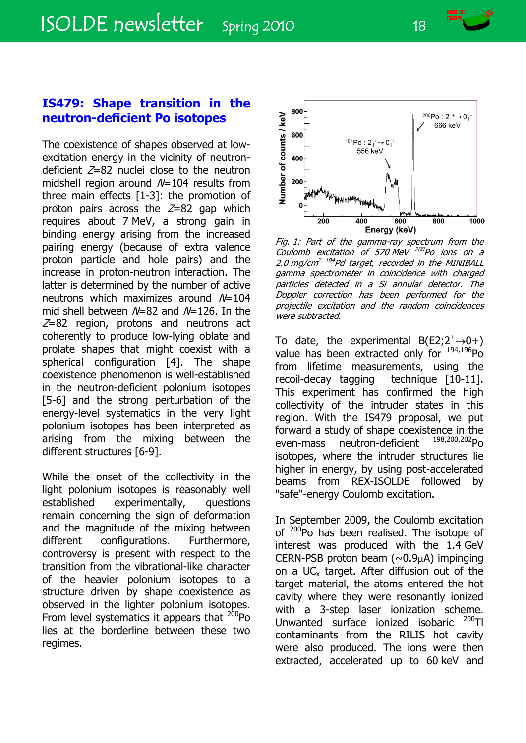## IS479: Shape transition in the neutron-deficient Po isotopes

The coexistence of shapes observed at low-excitation energy in the vicinity of neutron-deficient $Z$=82 nuclei close to the neutron midshell region around $N$=104 results from three main effects [1-3]: the promotion of proton pairs across the $Z$=82 gap which requires about 7 MeV, a strong gain in binding energy arising from the increased pairing energy (because of extra valence proton particle and hole pairs) and the increase in proton-neutron interaction. The latter is determined by the number of active neutrons which maximizes around $N$=104 mid shell between $N$=82 and $N$=126. In the $Z$=82 region, protons and neutrons act coherently to produce low-lying oblate and prolate shapes that might coexist with a spherical configuration [4]. The shape coexistence phenomenon is well-established in the neutron-deficient polonium isotopes [5-6] and the strong perturbation of the energy-level systematics in the very light polonium isotopes has been interpreted as arising from the mixing between the different structures [6-9].

While the onset of the collectivity in the light polonium isotopes is reasonably well established experimentally, questions remain concerning the sign of deformation and the magnitude of the mixing between different configurations. Furthermore, controversy is present with respect to the transition from the vibrational-like character of the heavier polonium isotopes to a structure driven by shape coexistence as observed in the lighter polonium isotopes. From level systematics it appears that $^{200}$Po lies at the borderline between these two regimes.

800
600
400
200
0
Number of counts / keV
200
400
600
800
1000
Energy (keV)
$^{104}$Pd : $2_1^+ \rightarrow 0_1^+$
556 keV
$^{200}$Po : $2_1^+ \rightarrow 0_1^+$
666 keV

*Fig. 1: Part of the gamma-ray spectrum from the Coulomb excitation of 570 MeV $^{200}$Po ions on a 2.0 mg/cm$^2$ $^{104}$Pd target, recorded in the MINIBALL gamma spectrometer in coincidence with charged particles detected in a Si annular detector. The Doppler correction has been performed for the projectile excitation and the random coincidences were subtracted.*

To date, the experimental B(E2;$2^+ \rightarrow 0^+$) value has been extracted only for $^{194,196}$Po from lifetime measurements, using the recoil-decay tagging technique [10-11]. This experiment has confirmed the high collectivity of the intruder states in this region. With the IS479 proposal, we put forward a study of shape coexistence in the even-mass neutron-deficient $^{198,200,202}$Po isotopes, where the intruder structures lie higher in energy, by using post-accelerated beams from REX-ISOLDE followed by "safe"-energy Coulomb excitation.

In September 2009, the Coulomb excitation of $^{200}$Po has been realised. The isotope of interest was produced with the 1.4 GeV CERN-PSB proton beam (~0.9μA) impinging on a $UC_x$ target. After diffusion out of the target material, the atoms entered the hot cavity where they were resonantly ionized with a 3-step laser ionization scheme. Unwanted surface ionized isobaric $^{200}$Tl contaminants from the RILIS hot cavity were also produced. The ions were then extracted, accelerated up to 60 keV and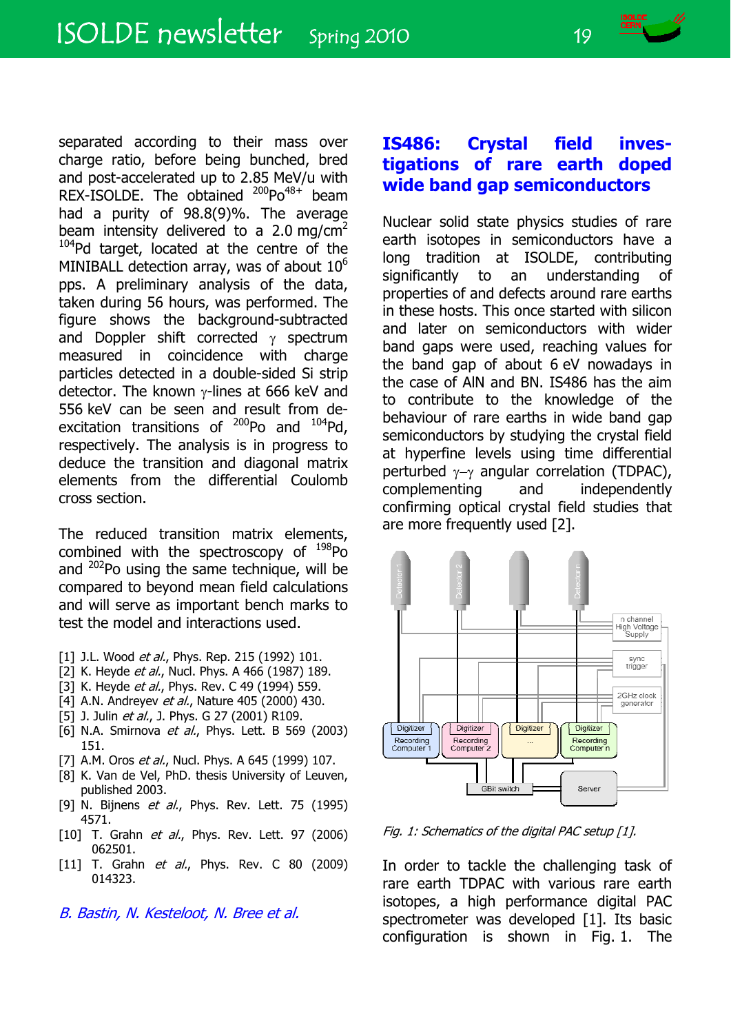separated according to their mass over charge ratio, before being bunched, bred and post-accelerated up to 2.85 MeV/u with REX-ISOLDE. The obtained $^{200}Po^{48+}$ beam had a purity of 98.8(9)%. The average beam intensity delivered to a 2.0 mg/cm$^2$ $^{104}Pd$ target, located at the centre of the MINIBALL detection array, was of about $10^6$ pps. A preliminary analysis of the data, taken during 56 hours, was performed. The figure shows the background-subtracted and Doppler shift corrected $\gamma$ spectrum measured in coincidence with charge particles detected in a double-sided Si strip detector. The known $\gamma$-lines at 666 keV and 556 keV can be seen and result from de-excitation transitions of $^{200}Po$ and $^{104}Pd$, respectively. The analysis is in progress to deduce the transition and diagonal matrix elements from the differential Coulomb cross section.

The reduced transition matrix elements, combined with the spectroscopy of $^{198}Po$ and $^{202}Po$ using the same technique, will be compared to beyond mean field calculations and will serve as important bench marks to test the model and interactions used.

[1] J.L. Wood *et al.*, Phys. Rep. 215 (1992) 101.
[2] K. Heyde *et al.*, Nucl. Phys. A 466 (1987) 189.
[3] K. Heyde *et al.*, Phys. Rev. C 49 (1994) 559.
[4] A.N. Andreyev *et al.*, Nature 405 (2000) 430.
[5] J. Julin *et al.*, J. Phys. G 27 (2001) R109.
[6] N.A. Smirnova *et al.*, Phys. Lett. B 569 (2003) 151.
[7] A.M. Oros *et al.*, Nucl. Phys. A 645 (1999) 107.
[8] K. Van de Vel, PhD. thesis University of Leuven, published 2003.
[9] N. Bijnens *et al.*, Phys. Rev. Lett. 75 (1995) 4571.
[10] T. Grahn *et al.*, Phys. Rev. Lett. 97 (2006) 062501.
[11] T. Grahn *et al.*, Phys. Rev. C 80 (2009) 014323.

*B. Bastin, N. Kesteloot, N. Bree et al.*

## IS486: Crystal field investigations of rare earth doped wide band gap semiconductors

Nuclear solid state physics studies of rare earth isotopes in semiconductors have a long tradition at ISOLDE, contributing significantly to an understanding of properties of and defects around rare earths in these hosts. This once started with silicon and later on semiconductors with wider band gaps were used, reaching values for the band gap of about 6 eV nowadays in the case of AlN and BN. IS486 has the aim to contribute to the knowledge of the behaviour of rare earths in wide band gap semiconductors by studying the crystal field at hyperfine levels using time differential perturbed $\gamma$–$\gamma$ angular correlation (TDPAC), complementing and independently confirming optical crystal field studies that are more frequently used [2].

Detector 1
Detector 2
Detector n
n channel High Voltage Supply
sync trigger
2GHz clock generator
Digitizer
Recording Computer 1
Digitizer
Recording Computer 2
Digitizer
...
Digitizer
Recording Computer n
GBit switch
Server

*Fig. 1: Schematics of the digital PAC setup [1].*

In order to tackle the challenging task of rare earth TDPAC with various rare earth isotopes, a high performance digital PAC spectrometer was developed [1]. Its basic configuration is shown in Fig. 1. The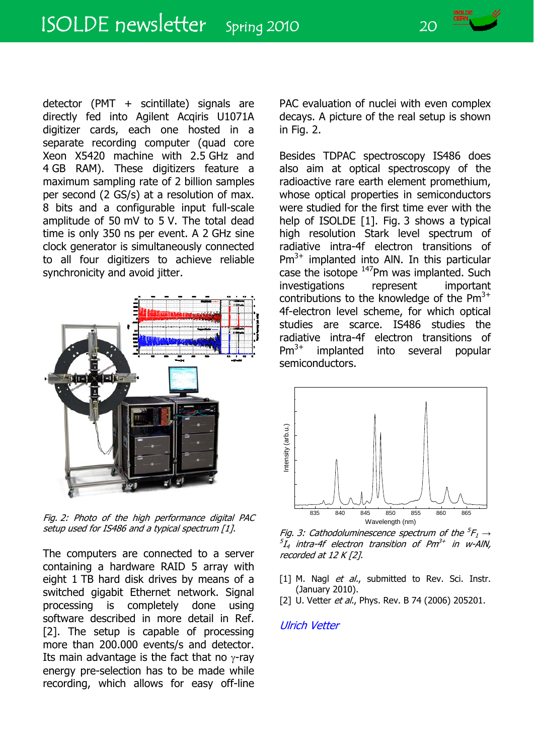detector (PMT + scintillate) signals are directly fed into Agilent Acqiris U1071A digitizer cards, each one hosted in a separate recording computer (quad core Xeon X5420 machine with 2.5 GHz and 4 GB RAM). These digitizers feature a maximum sampling rate of 2 billion samples per second (2 GS/s) at a resolution of max. 8 bits and a configurable input full-scale amplitude of 50 mV to 5 V. The total dead time is only 350 ns per event. A 2 GHz sine clock generator is simultaneously connected to all four digitizers to achieve reliable synchronicity and avoid jitter.

*Fig. 2: Photo of the high performance digital PAC setup used for IS486 and a typical spectrum [1].*

The computers are connected to a server containing a hardware RAID 5 array with eight 1 TB hard disk drives by means of a switched gigabit Ethernet network. Signal processing is completely done using software described in more detail in Ref. [2]. The setup is capable of processing more than 200.000 events/s and detector. Its main advantage is the fact that no γ-ray energy pre-selection has to be made while recording, which allows for easy off-line PAC evaluation of nuclei with even complex decays. A picture of the real setup is shown in Fig. 2.

Besides TDPAC spectroscopy IS486 does also aim at optical spectroscopy of the radioactive rare earth element promethium, whose optical properties in semiconductors were studied for the first time ever with the help of ISOLDE [1]. Fig. 3 shows a typical high resolution Stark level spectrum of radiative intra-4f electron transitions of $Pm^{3+}$ implanted into AlN. In this particular case the isotope $^{147}$Pm was implanted. Such investigations represent important contributions to the knowledge of the $Pm^{3+}$ 4f-electron level scheme, for which optical studies are scarce. IS486 studies the radiative intra-4f electron transitions of $Pm^{3+}$ implanted into several popular semiconductors.

Intensity (arb.u.)

835 840 845 850 855 860 865

Wavelength (nm)

*Fig. 3: Cathodoluminescence spectrum of the $^5F_1 \rightarrow {}^5I_4$ intra-4f electron transition of $Pm^{3+}$ in w-AlN, recorded at 12 K [2].*

[1] M. Nagl *et al.*, submitted to Rev. Sci. Instr. (January 2010).

[2] U. Vetter *et al.*, Phys. Rev. B 74 (2006) 205201.

*Ulrich Vetter*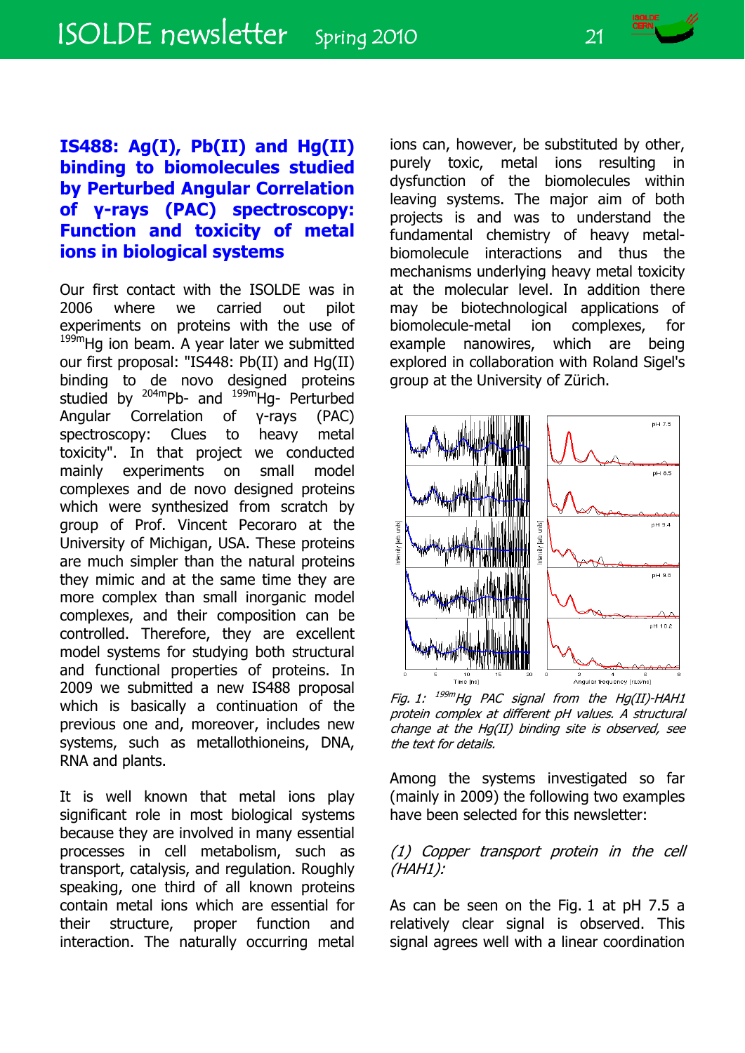## IS488: Ag(I), Pb(II) and Hg(II) binding to biomolecules studied by Perturbed Angular Correlation of γ-rays (PAC) spectroscopy: Function and toxicity of metal ions in biological systems

Our first contact with the ISOLDE was in 2006 where we carried out pilot experiments on proteins with the use of $^{199m}$Hg ion beam. A year later we submitted our first proposal: "IS448: Pb(II) and Hg(II) binding to de novo designed proteins studied by $^{204m}$Pb- and $^{199m}$Hg- Perturbed Angular Correlation of γ-rays (PAC) spectroscopy: Clues to heavy metal toxicity". In that project we conducted mainly experiments on small model complexes and de novo designed proteins which were synthesized from scratch by group of Prof. Vincent Pecoraro at the University of Michigan, USA. These proteins are much simpler than the natural proteins they mimic and at the same time they are more complex than small inorganic model complexes, and their composition can be controlled. Therefore, they are excellent model systems for studying both structural and functional properties of proteins. In 2009 we submitted a new IS488 proposal which is basically a continuation of the previous one and, moreover, includes new systems, such as metallothioneins, DNA, RNA and plants.

It is well known that metal ions play significant role in most biological systems because they are involved in many essential processes in cell metabolism, such as transport, catalysis, and regulation. Roughly speaking, one third of all known proteins contain metal ions which are essential for their structure, proper function and interaction. The naturally occurring metal ions can, however, be substituted by other, purely toxic, metal ions resulting in dysfunction of the biomolecules within leaving systems. The major aim of both projects is and was to understand the fundamental chemistry of heavy metal-biomolecule interactions and thus the mechanisms underlying heavy metal toxicity at the molecular level. In addition there may be biotechnological applications of biomolecule-metal ion complexes, for example nanowires, which are being explored in collaboration with Roland Sigel's group at the University of Zürich.

*Fig. 1: $^{199m}$Hg PAC signal from the Hg(II)-HAH1 protein complex at different pH values. A structural change at the Hg(II) binding site is observed, see the text for details.*

Among the systems investigated so far (mainly in 2009) the following two examples have been selected for this newsletter:

*(1) Copper transport protein in the cell (HAH1):*

As can be seen on the Fig. 1 at pH 7.5 a relatively clear signal is observed. This signal agrees well with a linear coordination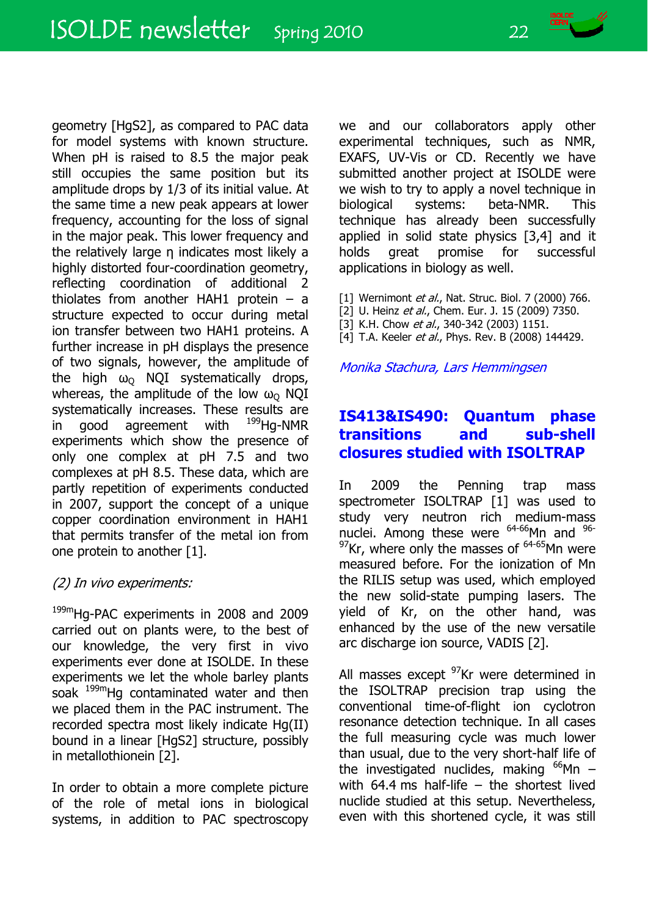geometry [HgS2], as compared to PAC data for model systems with known structure. When pH is raised to 8.5 the major peak still occupies the same position but its amplitude drops by 1/3 of its initial value. At the same time a new peak appears at lower frequency, accounting for the loss of signal in the major peak. This lower frequency and the relatively large η indicates most likely a highly distorted four-coordination geometry, reflecting coordination of additional 2 thiolates from another HAH1 protein – a structure expected to occur during metal ion transfer between two HAH1 proteins. A further increase in pH displays the presence of two signals, however, the amplitude of the high $\omega_Q$ NQI systematically drops, whereas, the amplitude of the low $\omega_Q$ NQI systematically increases. These results are in good agreement with $^{199}$Hg-NMR experiments which show the presence of only one complex at pH 7.5 and two complexes at pH 8.5. These data, which are partly repetition of experiments conducted in 2007, support the concept of a unique copper coordination environment in HAH1 that permits transfer of the metal ion from one protein to another [1].

*(2) In vivo experiments:*

$^{199m}$Hg-PAC experiments in 2008 and 2009 carried out on plants were, to the best of our knowledge, the very first in vivo experiments ever done at ISOLDE. In these experiments we let the whole barley plants soak $^{199m}$Hg contaminated water and then we placed them in the PAC instrument. The recorded spectra most likely indicate Hg(II) bound in a linear [HgS2] structure, possibly in metallothionein [2].

In order to obtain a more complete picture of the role of metal ions in biological systems, in addition to PAC spectroscopy we and our collaborators apply other experimental techniques, such as NMR, EXAFS, UV-Vis or CD. Recently we have submitted another project at ISOLDE were we wish to try to apply a novel technique in biological systems: beta-NMR. This technique has already been successfully applied in solid state physics [3,4] and it holds great promise for successful applications in biology as well.

[1] Wernimont *et al.*, Nat. Struc. Biol. 7 (2000) 766.
[2] U. Heinz *et al.*, Chem. Eur. J. 15 (2009) 7350.
[3] K.H. Chow *et al.*, 340-342 (2003) 1151.
[4] T.A. Keeler *et al.*, Phys. Rev. B (2008) 144429.

*Monika Stachura, Lars Hemmingsen*

## IS413&IS490: Quantum phase transitions and sub-shell closures studied with ISOLTRAP

In 2009 the Penning trap mass spectrometer ISOLTRAP [1] was used to study very neutron rich medium-mass nuclei. Among these were $^{64-66}$Mn and $^{96-97}$Kr, where only the masses of $^{64-65}$Mn were measured before. For the ionization of Mn the RILIS setup was used, which employed the new solid-state pumping lasers. The yield of Kr, on the other hand, was enhanced by the use of the new versatile arc discharge ion source, VADIS [2].

All masses except $^{97}$Kr were determined in the ISOLTRAP precision trap using the conventional time-of-flight ion cyclotron resonance detection technique. In all cases the full measuring cycle was much lower than usual, due to the very short-half life of the investigated nuclides, making $^{66}$Mn – with 64.4 ms half-life – the shortest lived nuclide studied at this setup. Nevertheless, even with this shortened cycle, it was still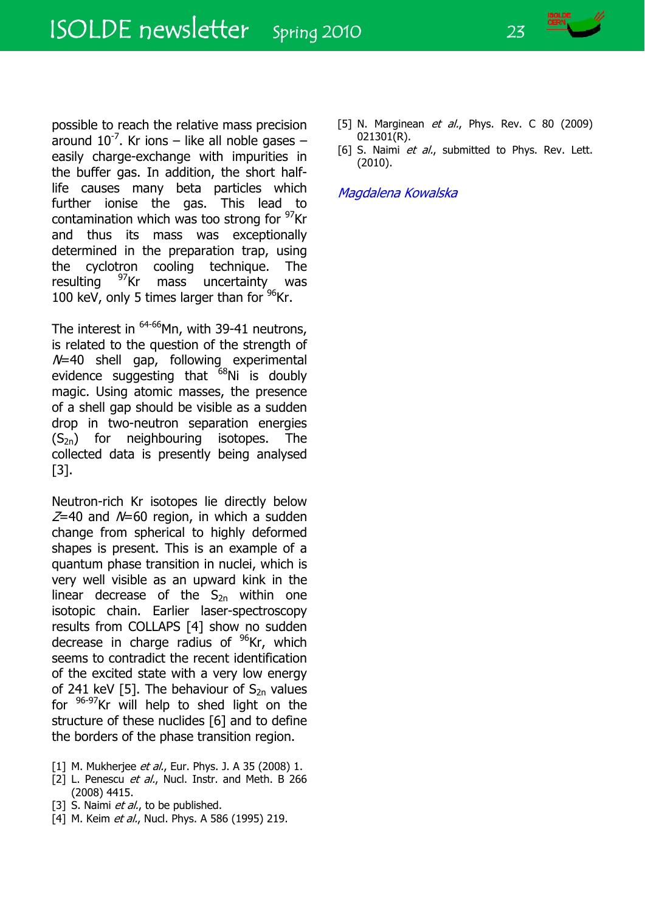possible to reach the relative mass precision around $10^{-7}$. Kr ions – like all noble gases – easily charge-exchange with impurities in the buffer gas. In addition, the short half-life causes many beta particles which further ionise the gas. This lead to contamination which was too strong for $^{97}$Kr and thus its mass was exceptionally determined in the preparation trap, using the cyclotron cooling technique. The resulting $^{97}$Kr mass uncertainty was 100 keV, only 5 times larger than for $^{96}$Kr.

The interest in $^{64\text{-}66}$Mn, with 39-41 neutrons, is related to the question of the strength of $N$=40 shell gap, following experimental evidence suggesting that $^{68}$Ni is doubly magic. Using atomic masses, the presence of a shell gap should be visible as a sudden drop in two-neutron separation energies ($S_{2n}$) for neighbouring isotopes. The collected data is presently being analysed [3].

Neutron-rich Kr isotopes lie directly below $Z$=40 and $N$=60 region, in which a sudden change from spherical to highly deformed shapes is present. This is an example of a quantum phase transition in nuclei, which is very well visible as an upward kink in the linear decrease of the $S_{2n}$ within one isotopic chain. Earlier laser-spectroscopy results from COLLAPS [4] show no sudden decrease in charge radius of $^{96}$Kr, which seems to contradict the recent identification of the excited state with a very low energy of 241 keV [5]. The behaviour of $S_{2n}$ values for $^{96\text{-}97}$Kr will help to shed light on the structure of these nuclides [6] and to define the borders of the phase transition region.

[1] M. Mukherjee *et al.*, Eur. Phys. J. A 35 (2008) 1.
[2] L. Penescu *et al.*, Nucl. Instr. and Meth. B 266 (2008) 4415.
[3] S. Naimi *et al.*, to be published.
[4] M. Keim *et al.*, Nucl. Phys. A 586 (1995) 219.
[5] N. Marginean *et al.*, Phys. Rev. C 80 (2009) 021301(R).
[6] S. Naimi *et al.*, submitted to Phys. Rev. Lett. (2010).

*Magdalena Kowalska*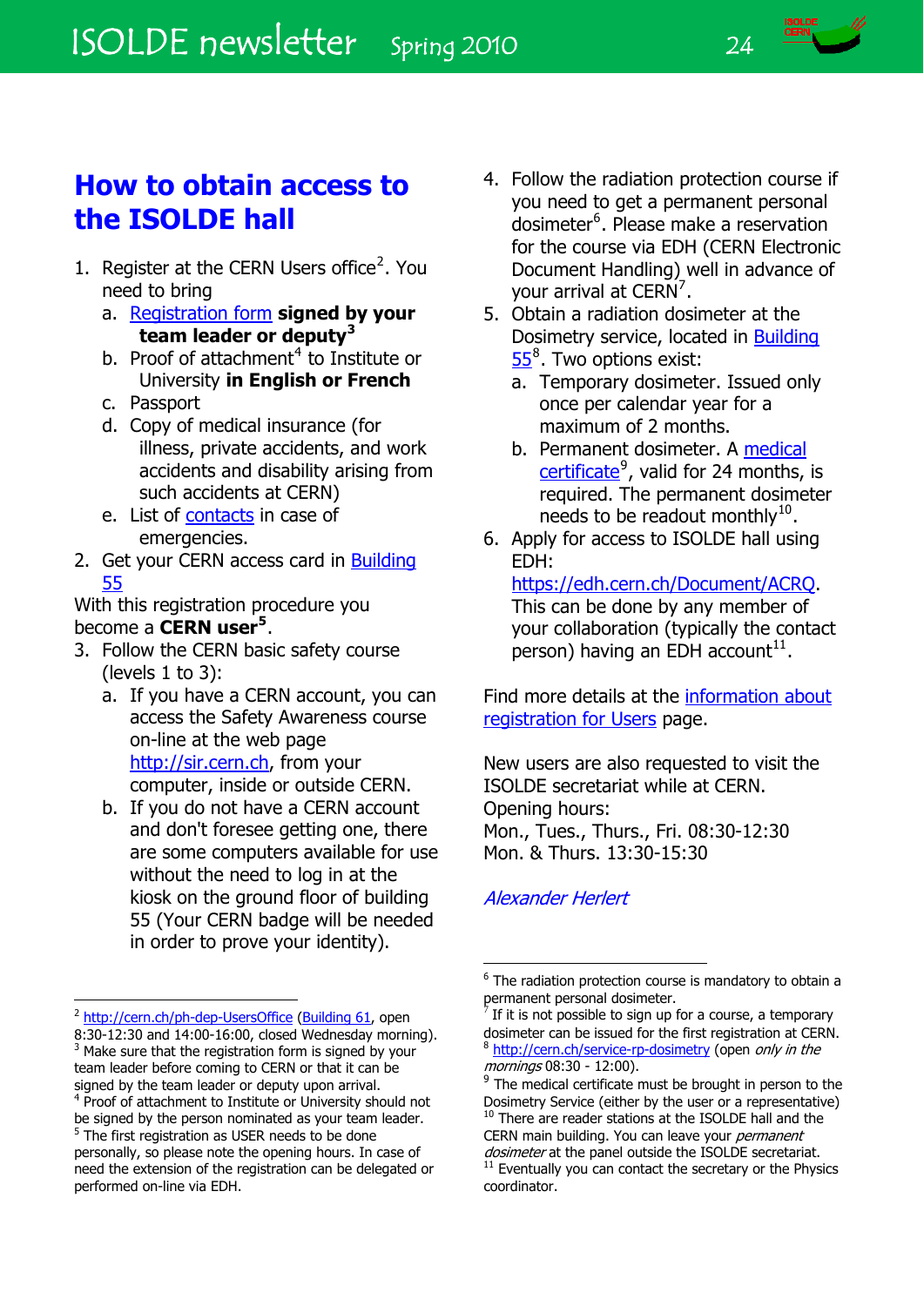# How to obtain access to the ISOLDE hall

1. Register at the CERN Users office[2]. You need to bring
   a. Registration form **signed by your team leader or deputy[3]**
   b. Proof of attachment[4] to Institute or University **in English or French**
   c. Passport
   d. Copy of medical insurance (for illness, private accidents, and work accidents and disability arising from such accidents at CERN)
   e. List of contacts in case of emergencies.
2. Get your CERN access card in Building 55

With this registration procedure you become a **CERN user[5]**.

3. Follow the CERN basic safety course (levels 1 to 3):
   a. If you have a CERN account, you can access the Safety Awareness course on-line at the web page http://sir.cern.ch, from your computer, inside or outside CERN.
   b. If you do not have a CERN account and don't foresee getting one, there are some computers available for use without the need to log in at the kiosk on the ground floor of building 55 (Your CERN badge will be needed in order to prove your identity).
4. Follow the radiation protection course if you need to get a permanent personal dosimeter[6]. Please make a reservation for the course via EDH (CERN Electronic Document Handling) well in advance of your arrival at CERN[7].
5. Obtain a radiation dosimeter at the Dosimetry service, located in Building 55[8]. Two options exist:
   a. Temporary dosimeter. Issued only once per calendar year for a maximum of 2 months.
   b. Permanent dosimeter. A medical certificate[9], valid for 24 months, is required. The permanent dosimeter needs to be readout monthly[10].
6. Apply for access to ISOLDE hall using EDH: https://edh.cern.ch/Document/ACRQ. This can be done by any member of your collaboration (typically the contact person) having an EDH account[11].

Find more details at the information about registration for Users page.

New users are also requested to visit the ISOLDE secretariat while at CERN.
Opening hours:
Mon., Tues., Thurs., Fri. 08:30-12:30
Mon. & Thurs. 13:30-15:30

*Alexander Herlert*

---

[2] http://cern.ch/ph-dep-UsersOffice (Building 61, open 8:30-12:30 and 14:00-16:00, closed Wednesday morning).

[3] Make sure that the registration form is signed by your team leader before coming to CERN or that it can be signed by the team leader or deputy upon arrival.

[4] Proof of attachment to Institute or University should not be signed by the person nominated as your team leader.

[5] The first registration as USER needs to be done personally, so please note the opening hours. In case of need the extension of the registration can be delegated or performed on-line via EDH.

[6] The radiation protection course is mandatory to obtain a permanent personal dosimeter.

[7] If it is not possible to sign up for a course, a temporary dosimeter can be issued for the first registration at CERN.

[8] http://cern.ch/service-rp-dosimetry (open *only in the mornings* 08:30 - 12:00).

[9] The medical certificate must be brought in person to the Dosimetry Service (either by the user or a representative)

[10] There are reader stations at the ISOLDE hall and the CERN main building. You can leave your *permanent dosimeter* at the panel outside the ISOLDE secretariat.

[11] Eventually you can contact the secretary or the Physics coordinator.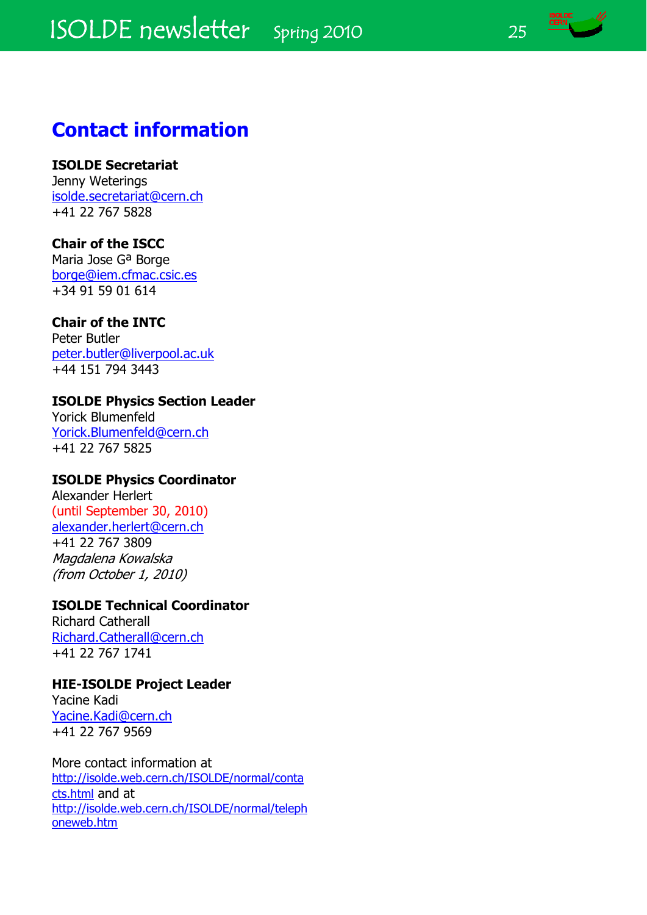# Contact information

**ISOLDE Secretariat**
Jenny Weterings
isolde.secretariat@cern.ch
+41 22 767 5828

**Chair of the ISCC**
Maria Jose Gª Borge
borge@iem.cfmac.csic.es
+34 91 59 01 614

**Chair of the INTC**
Peter Butler
peter.butler@liverpool.ac.uk
+44 151 794 3443

**ISOLDE Physics Section Leader**
Yorick Blumenfeld
Yorick.Blumenfeld@cern.ch
+41 22 767 5825

**ISOLDE Physics Coordinator**
Alexander Herlert
(until September 30, 2010)
alexander.herlert@cern.ch
+41 22 767 3809
*Magdalena Kowalska*
*(from October 1, 2010)*

**ISOLDE Technical Coordinator**
Richard Catherall
Richard.Catherall@cern.ch
+41 22 767 1741

**HIE-ISOLDE Project Leader**
Yacine Kadi
Yacine.Kadi@cern.ch
+41 22 767 9569

More contact information at http://isolde.web.cern.ch/ISOLDE/normal/contacts.html and at http://isolde.web.cern.ch/ISOLDE/normal/telephoneweb.htm